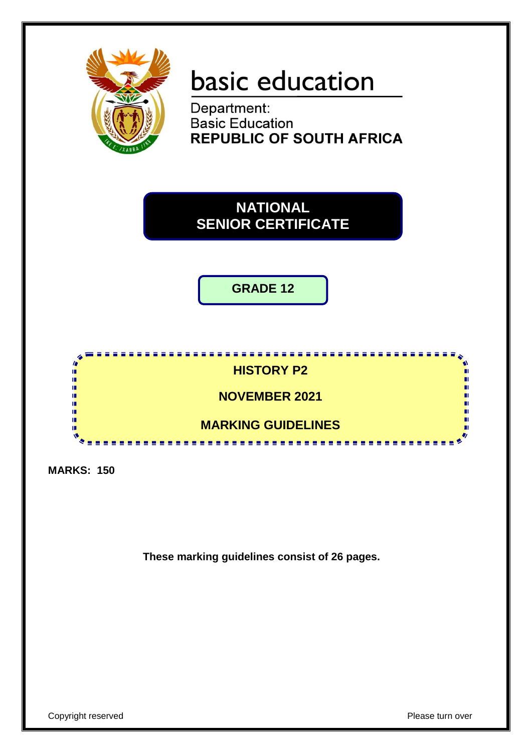basic education

Department:
Basic Education
**REPUBLIC OF SOUTH AFRICA**

# NATIONAL SENIOR CERTIFICATE

## GRADE 12

## HISTORY P2

## NOVEMBER 2021

## MARKING GUIDELINES

**MARKS: 150**

**These marking guidelines consist of 26 pages.**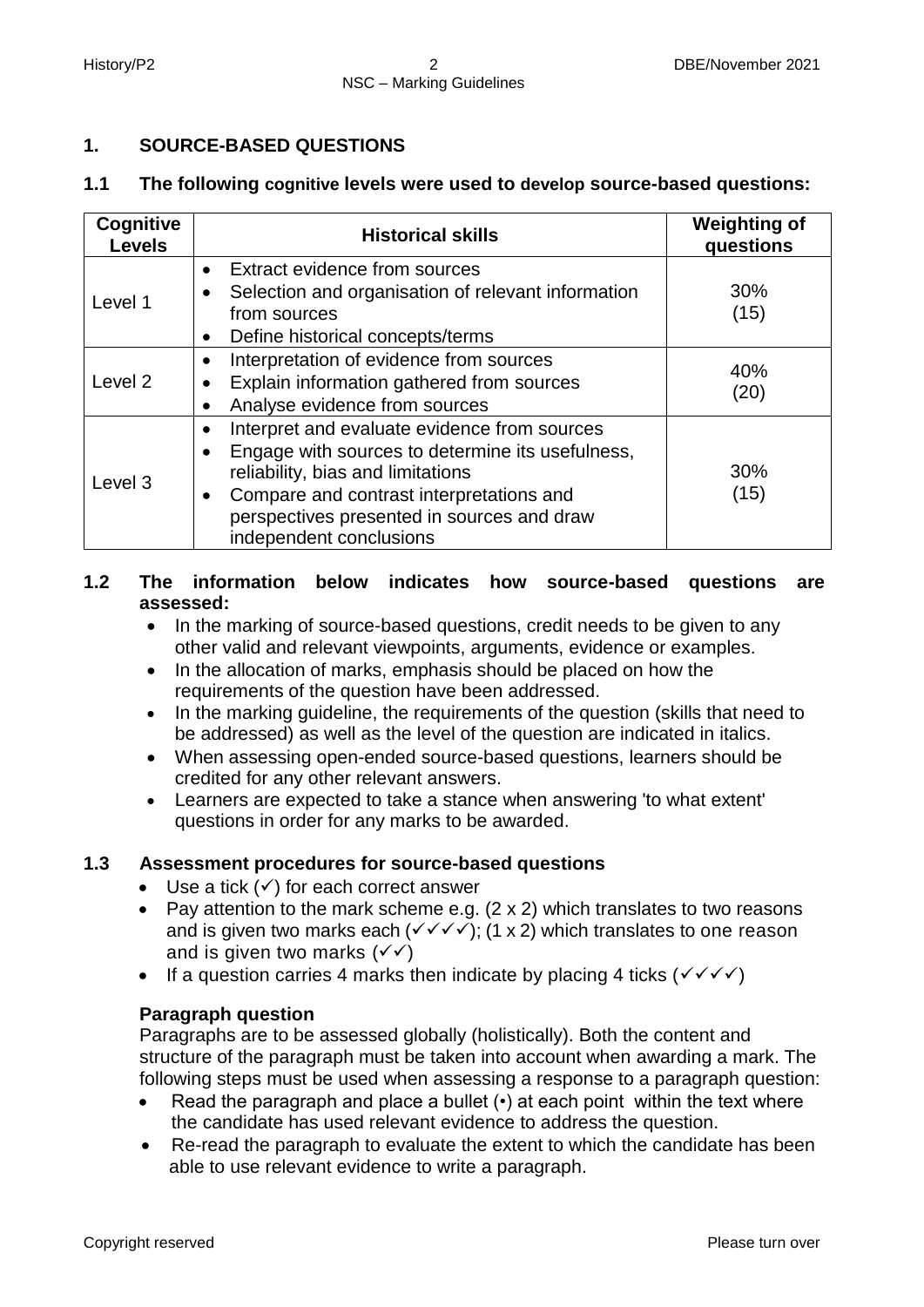## 1. SOURCE-BASED QUESTIONS

### 1.1 The following cognitive levels were used to develop source-based questions:

| Cognitive Levels | Historical skills | Weighting of questions |
|---|---|---|
| Level 1 | • Extract evidence from sources<br>• Selection and organisation of relevant information from sources<br>• Define historical concepts/terms | 30% (15) |
| Level 2 | • Interpretation of evidence from sources<br>• Explain information gathered from sources<br>• Analyse evidence from sources | 40% (20) |
| Level 3 | • Interpret and evaluate evidence from sources<br>• Engage with sources to determine its usefulness, reliability, bias and limitations<br>• Compare and contrast interpretations and perspectives presented in sources and draw independent conclusions | 30% (15) |

### 1.2 The information below indicates how source-based questions are assessed:

- In the marking of source-based questions, credit needs to be given to any other valid and relevant viewpoints, arguments, evidence or examples.
- In the allocation of marks, emphasis should be placed on how the requirements of the question have been addressed.
- In the marking guideline, the requirements of the question (skills that need to be addressed) as well as the level of the question are indicated in italics.
- When assessing open-ended source-based questions, learners should be credited for any other relevant answers.
- Learners are expected to take a stance when answering 'to what extent' questions in order for any marks to be awarded.

### 1.3 Assessment procedures for source-based questions

- Use a tick (✓) for each correct answer
- Pay attention to the mark scheme e.g. (2 x 2) which translates to two reasons and is given two marks each (✓✓✓✓); (1 x 2) which translates to one reason and is given two marks (✓✓)
- If a question carries 4 marks then indicate by placing 4 ticks (✓✓✓✓)

**Paragraph question**

Paragraphs are to be assessed globally (holistically). Both the content and structure of the paragraph must be taken into account when awarding a mark. The following steps must be used when assessing a response to a paragraph question:

- Read the paragraph and place a bullet (•) at each point within the text where the candidate has used relevant evidence to address the question.
- Re-read the paragraph to evaluate the extent to which the candidate has been able to use relevant evidence to write a paragraph.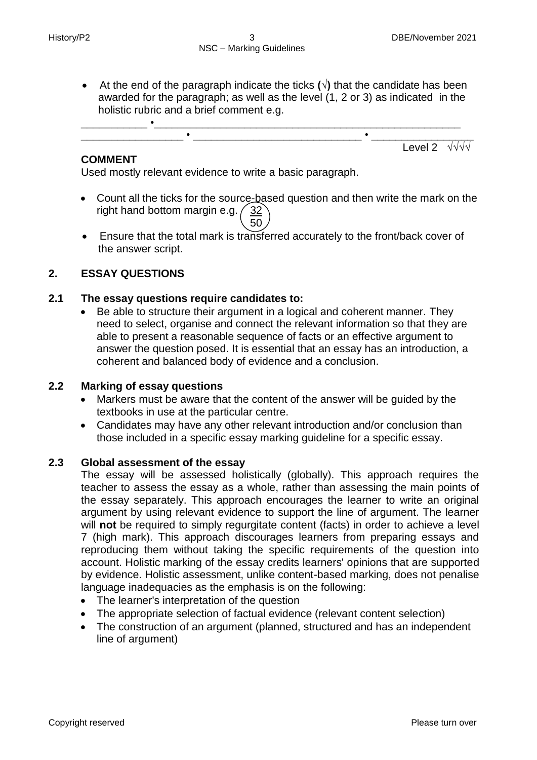- At the end of the paragraph indicate the ticks (√) that the candidate has been awarded for the paragraph; as well as the level (1, 2 or 3) as indicated in the holistic rubric and a brief comment e.g.

\_\_\_\_\_\_\_\_\_\_\_ •\_\_\_\_\_\_\_\_\_\_\_\_\_\_\_\_\_\_\_\_\_\_\_\_\_\_\_\_\_\_\_\_\_\_\_\_\_\_\_\_\_\_\_\_\_\_\_\_\_\_\_\_\_\_
\_\_\_\_\_\_\_\_\_\_\_\_\_\_\_\_\_ • \_\_\_\_\_\_\_\_\_\_\_\_\_\_\_\_\_\_\_\_\_\_\_\_\_\_\_\_ • \_\_\_\_\_\_\_\_\_\_\_\_\_\_\_\_

Level 2 √√√√

**COMMENT**
Used mostly relevant evidence to write a basic paragraph.

- Count all the ticks for the source-based question and then write the mark on the right hand bottom margin e.g. 32/50
- Ensure that the total mark is transferred accurately to the front/back cover of the answer script.

## 2. ESSAY QUESTIONS

### 2.1 The essay questions require candidates to:

- Be able to structure their argument in a logical and coherent manner. They need to select, organise and connect the relevant information so that they are able to present a reasonable sequence of facts or an effective argument to answer the question posed. It is essential that an essay has an introduction, a coherent and balanced body of evidence and a conclusion.

### 2.2 Marking of essay questions

- Markers must be aware that the content of the answer will be guided by the textbooks in use at the particular centre.
- Candidates may have any other relevant introduction and/or conclusion than those included in a specific essay marking guideline for a specific essay.

### 2.3 Global assessment of the essay

The essay will be assessed holistically (globally). This approach requires the teacher to assess the essay as a whole, rather than assessing the main points of the essay separately. This approach encourages the learner to write an original argument by using relevant evidence to support the line of argument. The learner will **not** be required to simply regurgitate content (facts) in order to achieve a level 7 (high mark). This approach discourages learners from preparing essays and reproducing them without taking the specific requirements of the question into account. Holistic marking of the essay credits learners' opinions that are supported by evidence. Holistic assessment, unlike content-based marking, does not penalise language inadequacies as the emphasis is on the following:

- The learner's interpretation of the question
- The appropriate selection of factual evidence (relevant content selection)
- The construction of an argument (planned, structured and has an independent line of argument)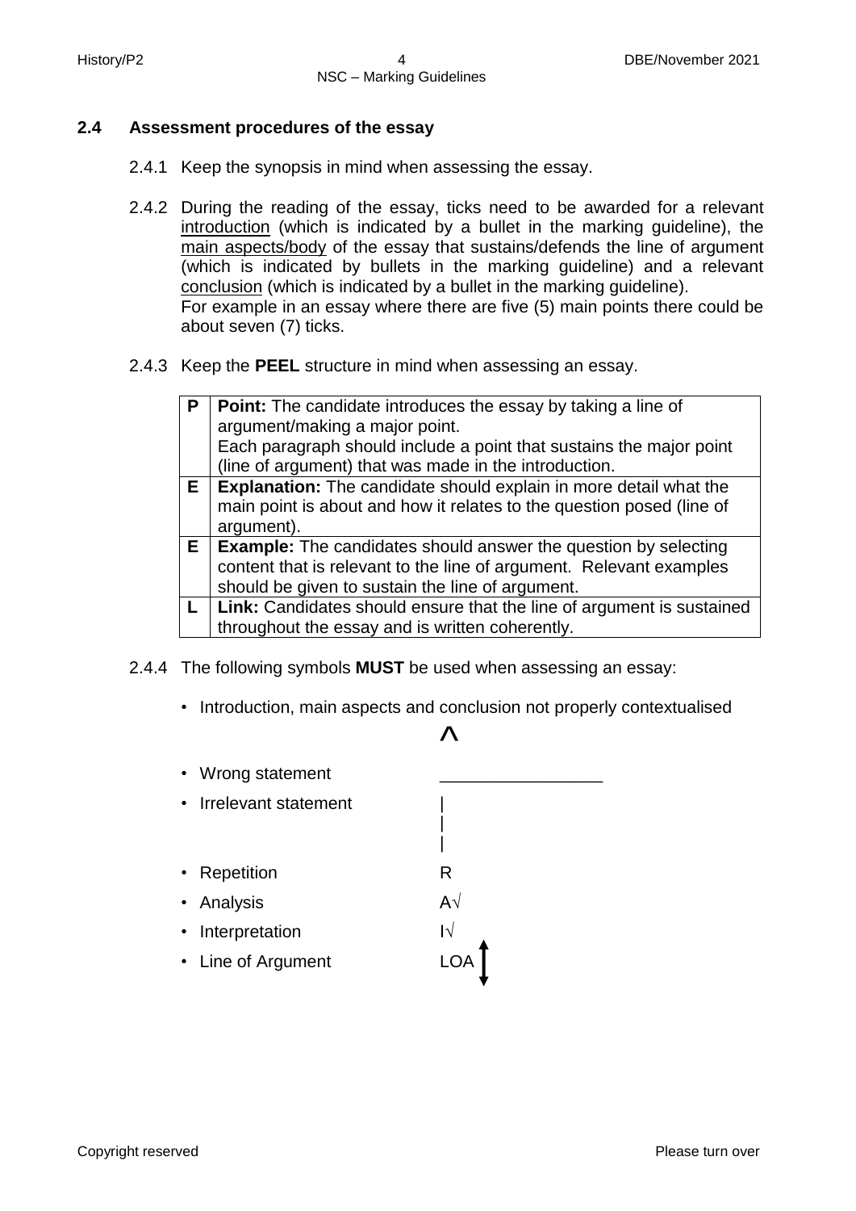### 2.4 Assessment procedures of the essay

2.4.1 Keep the synopsis in mind when assessing the essay.

2.4.2 During the reading of the essay, ticks need to be awarded for a relevant <u>introduction</u> (which is indicated by a bullet in the marking guideline), the <u>main aspects/body</u> of the essay that sustains/defends the line of argument (which is indicated by bullets in the marking guideline) and a relevant <u>conclusion</u> (which is indicated by a bullet in the marking guideline).
For example in an essay where there are five (5) main points there could be about seven (7) ticks.

2.4.3 Keep the **PEEL** structure in mind when assessing an essay.

| | |
|---|---|
| **P** | **Point:** The candidate introduces the essay by taking a line of argument/making a major point. Each paragraph should include a point that sustains the major point (line of argument) that was made in the introduction. |
| **E** | **Explanation:** The candidate should explain in more detail what the main point is about and how it relates to the question posed (line of argument). |
| **E** | **Example:** The candidates should answer the question by selecting content that is relevant to the line of argument. Relevant examples should be given to sustain the line of argument. |
| **L** | **Link:** Candidates should ensure that the line of argument is sustained throughout the essay and is written coherently. |

2.4.4 The following symbols **MUST** be used when assessing an essay:

- Introduction, main aspects and conclusion not properly contextualised ^
- Wrong statement ________________
- Irrelevant statement |
- Repetition R
- Analysis A√
- Interpretation I√
- Line of Argument LOA ↕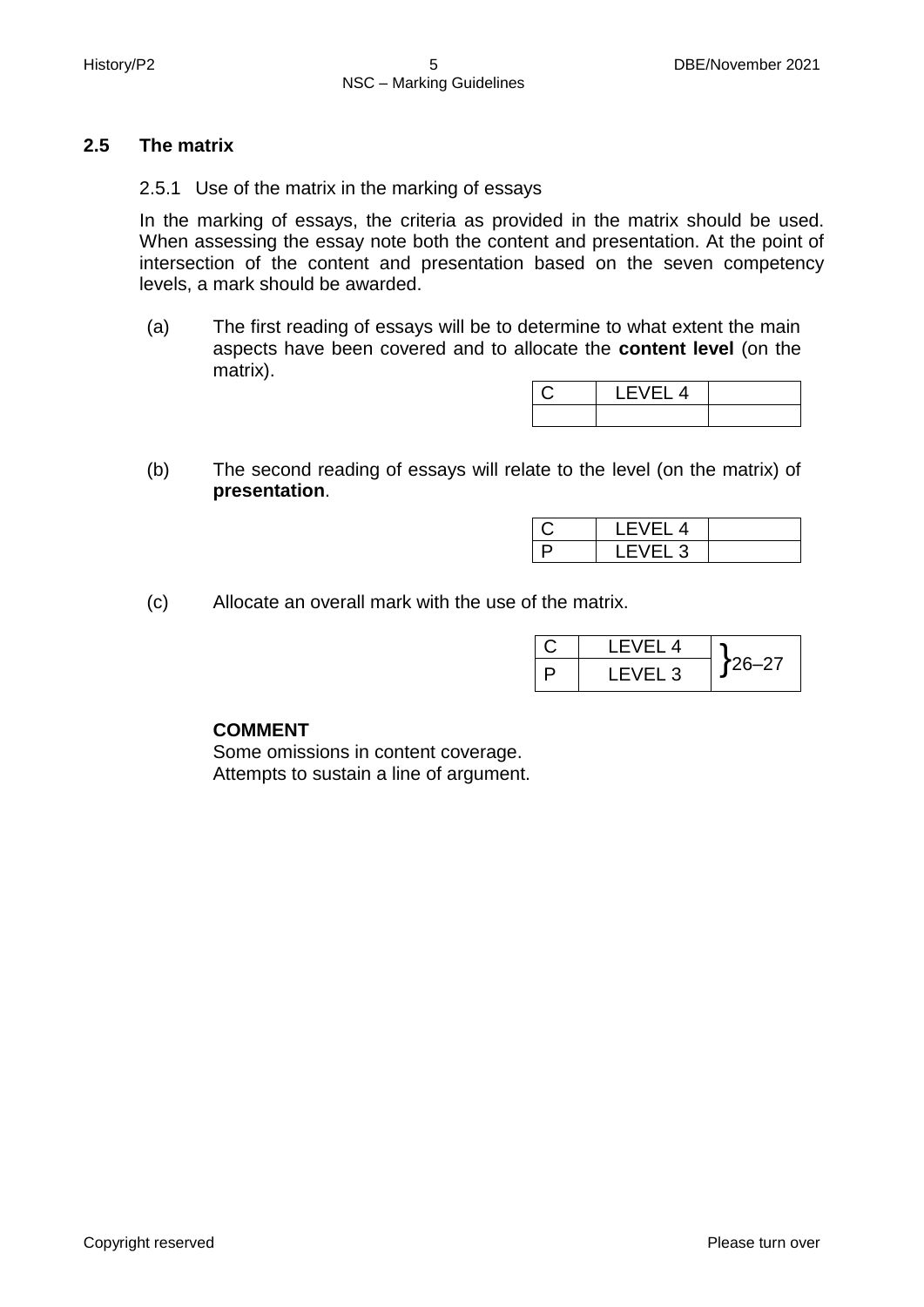### 2.5 The matrix

2.5.1 Use of the matrix in the marking of essays

In the marking of essays, the criteria as provided in the matrix should be used. When assessing the essay note both the content and presentation. At the point of intersection of the content and presentation based on the seven competency levels, a mark should be awarded.

(a) The first reading of essays will be to determine to what extent the main aspects have been covered and to allocate the **content level** (on the matrix).

| C | LEVEL 4 | |
|---|---|---|
| | | |

(b) The second reading of essays will relate to the level (on the matrix) of **presentation**.

| C | LEVEL 4 | |
|---|---|---|
| P | LEVEL 3 | |

(c) Allocate an overall mark with the use of the matrix.

| C | LEVEL 4 | }26–27 |
|---|---|---|
| P | LEVEL 3 | |

**COMMENT**
Some omissions in content coverage.
Attempts to sustain a line of argument.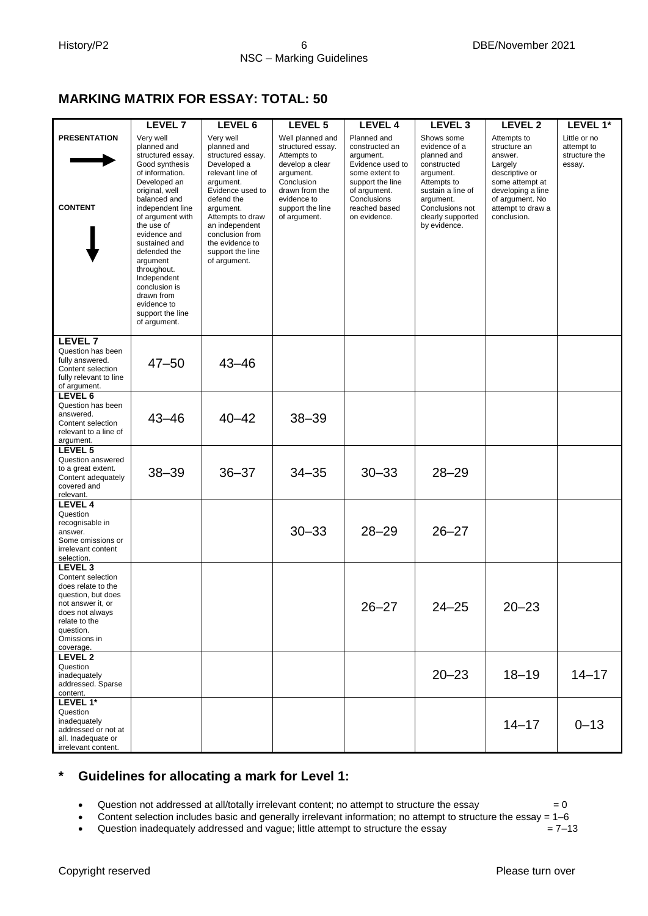## MARKING MATRIX FOR ESSAY: TOTAL: 50

| | LEVEL 7 | LEVEL 6 | LEVEL 5 | LEVEL 4 | LEVEL 3 | LEVEL 2 | LEVEL 1* |
|---|---|---|---|---|---|---|---|
| **PRESENTATION** → <br> **CONTENT** ↓ | Very well planned and structured essay. Good synthesis of information. Developed an original, well balanced and independent line of argument with the use of evidence and sustained and defended the argument throughout. Independent conclusion is drawn from evidence to support the line of argument. | Very well planned and structured essay. Developed a relevant line of argument. Evidence used to defend the argument. Attempts to draw an independent conclusion from the evidence to support the line of argument. | Well planned and structured essay. Attempts to develop a clear argument. Conclusion drawn from the evidence to support the line of argument. | Planned and constructed an argument. Evidence used to some extent to support the line of argument. Conclusions reached based on evidence. | Shows some evidence of a planned and constructed argument. Attempts to sustain a line of argument. Conclusions not clearly supported by evidence. | Attempts to structure an answer. Largely descriptive or some attempt at developing a line of argument. No attempt to draw a conclusion. | Little or no attempt to structure the essay. |
| **LEVEL 7** Question has been fully answered. Content selection fully relevant to line of argument. | 47–50 | 43–46 | | | | | |
| **LEVEL 6** Question has been answered. Content selection relevant to a line of argument. | 43–46 | 40–42 | 38–39 | | | | |
| **LEVEL 5** Question answered to a great extent. Content adequately covered and relevant. | 38–39 | 36–37 | 34–35 | 30–33 | 28–29 | | |
| **LEVEL 4** Question recognisable in answer. Some omissions or irrelevant content selection. | | | 30–33 | 28–29 | 26–27 | | |
| **LEVEL 3** Content selection does relate to the question, but does not answer it, or does not always relate to the question. Omissions in coverage. | | | | 26–27 | 24–25 | 20–23 | |
| **LEVEL 2** Question inadequately addressed. Sparse content. | | | | | 20–23 | 18–19 | 14–17 |
| **LEVEL 1*** Question inadequately addressed or not at all. Inadequate or irrelevant content. | | | | | | 14–17 | 0–13 |

### * Guidelines for allocating a mark for Level 1:

- Question not addressed at all/totally irrelevant content; no attempt to structure the essay = 0
- Content selection includes basic and generally irrelevant information; no attempt to structure the essay = 1–6
- Question inadequately addressed and vague; little attempt to structure the essay = 7–13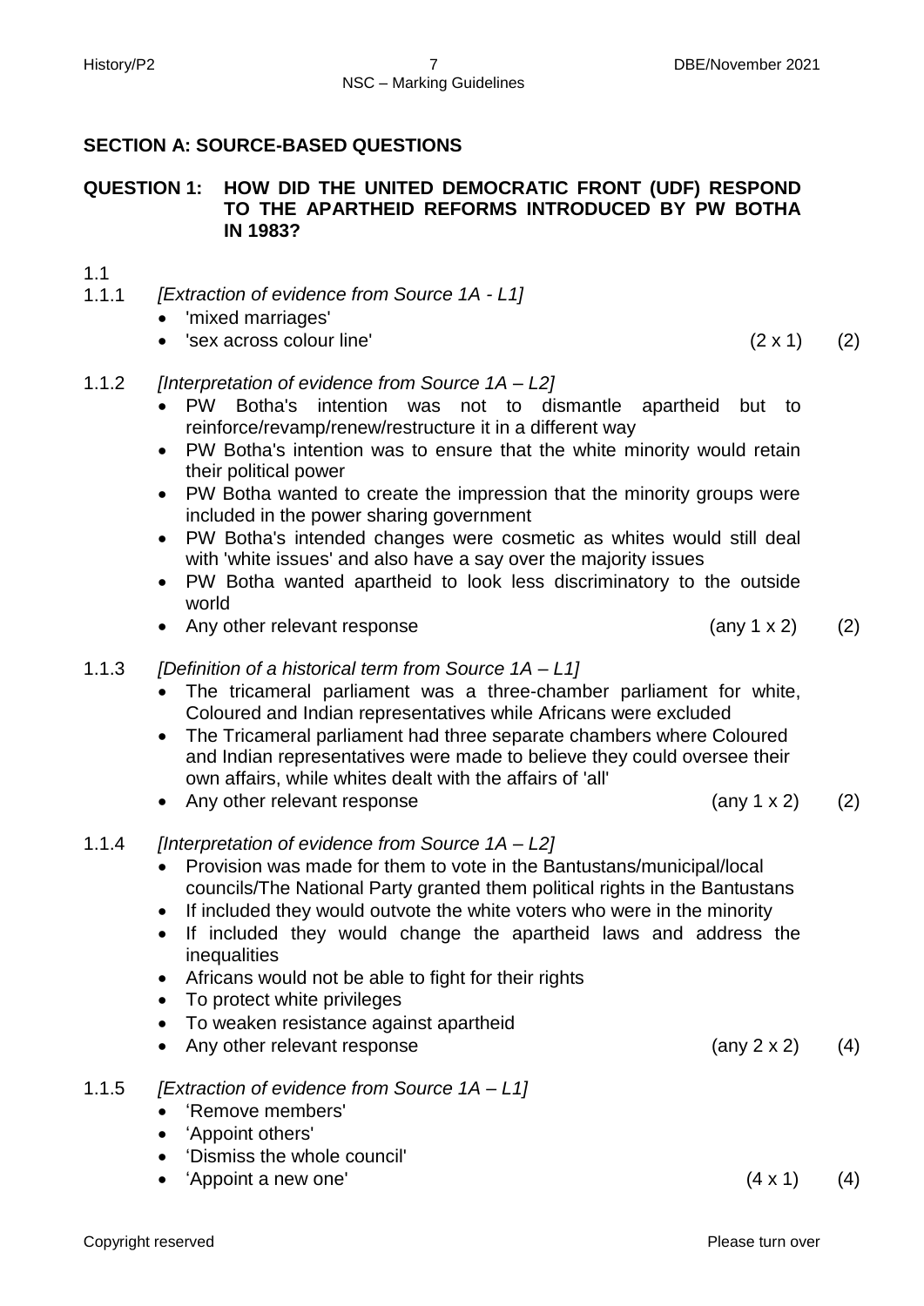## SECTION A: SOURCE-BASED QUESTIONS

### QUESTION 1: HOW DID THE UNITED DEMOCRATIC FRONT (UDF) RESPOND TO THE APARTHEID REFORMS INTRODUCED BY PW BOTHA IN 1983?

1.1

1.1.1 *[Extraction of evidence from Source 1A - L1]*

- 'mixed marriages'
- 'sex across colour line' (2 x 1) (2)

1.1.2 *[Interpretation of evidence from Source 1A – L2]*

- PW Botha's intention was not to dismantle apartheid but to reinforce/revamp/renew/restructure it in a different way
- PW Botha's intention was to ensure that the white minority would retain their political power
- PW Botha wanted to create the impression that the minority groups were included in the power sharing government
- PW Botha's intended changes were cosmetic as whites would still deal with 'white issues' and also have a say over the majority issues
- PW Botha wanted apartheid to look less discriminatory to the outside world
- Any other relevant response (any 1 x 2) (2)

1.1.3 *[Definition of a historical term from Source 1A – L1]*

- The tricameral parliament was a three-chamber parliament for white, Coloured and Indian representatives while Africans were excluded
- The Tricameral parliament had three separate chambers where Coloured and Indian representatives were made to believe they could oversee their own affairs, while whites dealt with the affairs of 'all'
- Any other relevant response (any 1 x 2) (2)

1.1.4 *[Interpretation of evidence from Source 1A – L2]*

- Provision was made for them to vote in the Bantustans/municipal/local councils/The National Party granted them political rights in the Bantustans
- If included they would outvote the white voters who were in the minority
- If included they would change the apartheid laws and address the inequalities
- Africans would not be able to fight for their rights
- To protect white privileges
- To weaken resistance against apartheid
- Any other relevant response (any 2 x 2) (4)

1.1.5 *[Extraction of evidence from Source 1A – L1]*

- 'Remove members'
- 'Appoint others'
- 'Dismiss the whole council'
- 'Appoint a new one' (4 x 1) (4)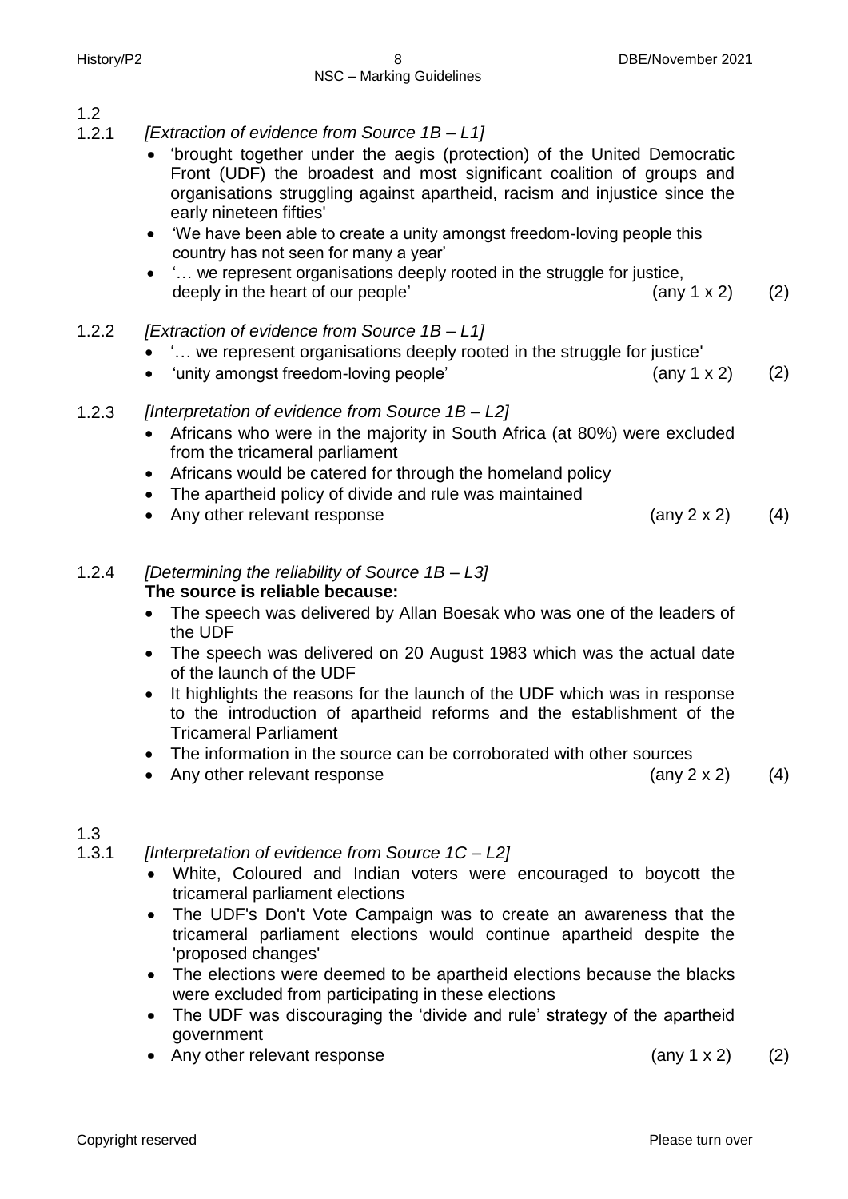1.2

1.2.1 *[Extraction of evidence from Source 1B – L1]*

- 'brought together under the aegis (protection) of the United Democratic Front (UDF) the broadest and most significant coalition of groups and organisations struggling against apartheid, racism and injustice since the early nineteen fifties'
- 'We have been able to create a unity amongst freedom-loving people this country has not seen for many a year'
- '… we represent organisations deeply rooted in the struggle for justice, deeply in the heart of our people' (any 1 x 2) (2)

1.2.2 *[Extraction of evidence from Source 1B – L1]*

- '… we represent organisations deeply rooted in the struggle for justice'
- 'unity amongst freedom-loving people' (any 1 x 2) (2)

1.2.3 *[Interpretation of evidence from Source 1B – L2]*

- Africans who were in the majority in South Africa (at 80%) were excluded from the tricameral parliament
- Africans would be catered for through the homeland policy
- The apartheid policy of divide and rule was maintained
- Any other relevant response (any 2 x 2) (4)

1.2.4 *[Determining the reliability of Source 1B – L3]*

**The source is reliable because:**

- The speech was delivered by Allan Boesak who was one of the leaders of the UDF
- The speech was delivered on 20 August 1983 which was the actual date of the launch of the UDF
- It highlights the reasons for the launch of the UDF which was in response to the introduction of apartheid reforms and the establishment of the Tricameral Parliament
- The information in the source can be corroborated with other sources
- Any other relevant response (any 2 x 2) (4)

1.3

1.3.1 *[Interpretation of evidence from Source 1C – L2]*

- White, Coloured and Indian voters were encouraged to boycott the tricameral parliament elections
- The UDF's Don't Vote Campaign was to create an awareness that the tricameral parliament elections would continue apartheid despite the 'proposed changes'
- The elections were deemed to be apartheid elections because the blacks were excluded from participating in these elections
- The UDF was discouraging the 'divide and rule' strategy of the apartheid government
- Any other relevant response (any 1 x 2) (2)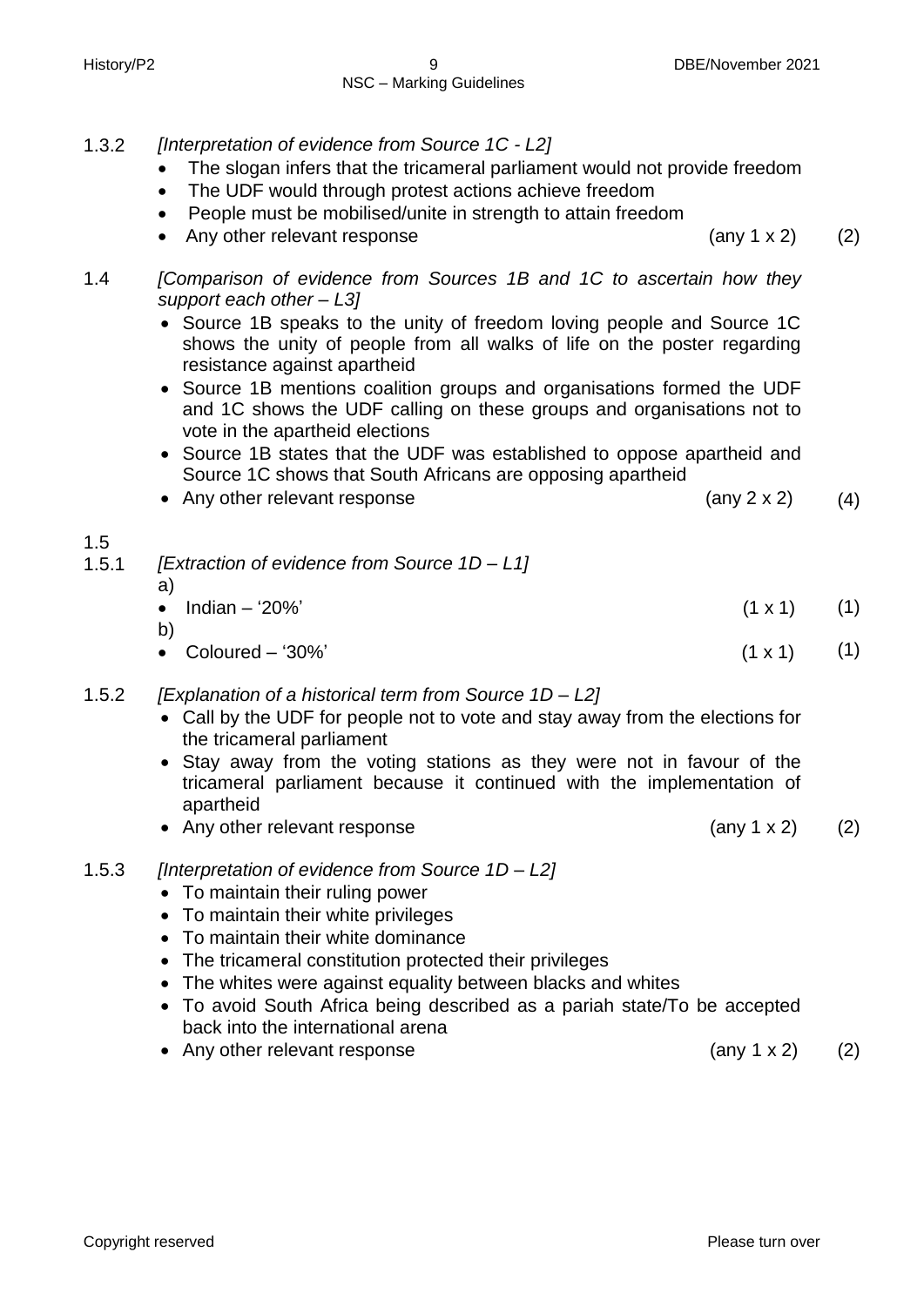1.3.2 *[Interpretation of evidence from Source 1C - L2]*

- The slogan infers that the tricameral parliament would not provide freedom
- The UDF would through protest actions achieve freedom
- People must be mobilised/unite in strength to attain freedom
- Any other relevant response (any 1 x 2) (2)

1.4 *[Comparison of evidence from Sources 1B and 1C to ascertain how they support each other – L3]*

- Source 1B speaks to the unity of freedom loving people and Source 1C shows the unity of people from all walks of life on the poster regarding resistance against apartheid
- Source 1B mentions coalition groups and organisations formed the UDF and 1C shows the UDF calling on these groups and organisations not to vote in the apartheid elections
- Source 1B states that the UDF was established to oppose apartheid and Source 1C shows that South Africans are opposing apartheid
- Any other relevant response (any 2 x 2) (4)

1.5

1.5.1 *[Extraction of evidence from Source 1D – L1]*

a)
- Indian – '20%' (1 x 1) (1)

b)
- Coloured – '30%' (1 x 1) (1)

1.5.2 *[Explanation of a historical term from Source 1D – L2]*

- Call by the UDF for people not to vote and stay away from the elections for the tricameral parliament
- Stay away from the voting stations as they were not in favour of the tricameral parliament because it continued with the implementation of apartheid
- Any other relevant response (any 1 x 2) (2)

1.5.3 *[Interpretation of evidence from Source 1D – L2]*

- To maintain their ruling power
- To maintain their white privileges
- To maintain their white dominance
- The tricameral constitution protected their privileges
- The whites were against equality between blacks and whites
- To avoid South Africa being described as a pariah state/To be accepted back into the international arena
- Any other relevant response (any 1 x 2) (2)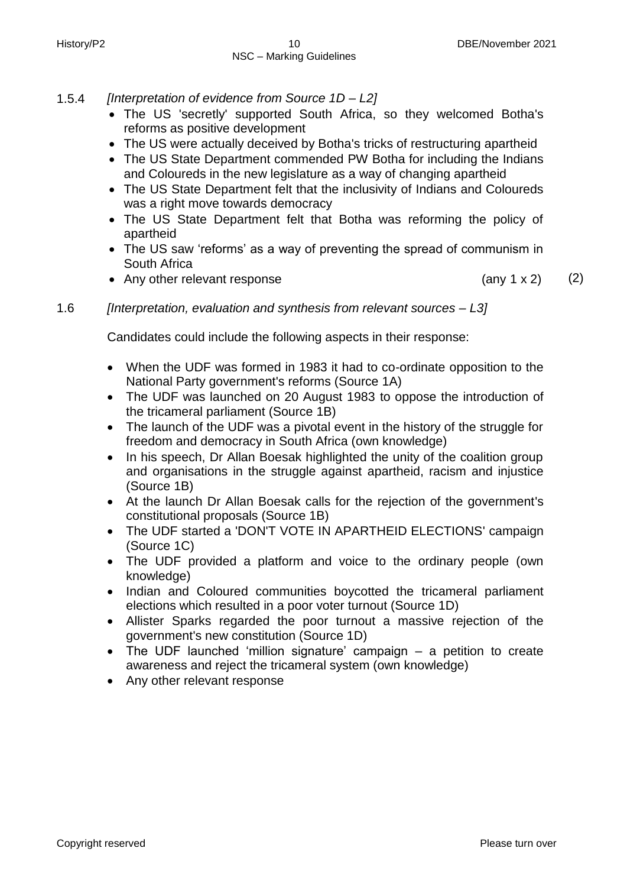1.5.4 *[Interpretation of evidence from Source 1D – L2]*

- The US 'secretly' supported South Africa, so they welcomed Botha's reforms as positive development
- The US were actually deceived by Botha's tricks of restructuring apartheid
- The US State Department commended PW Botha for including the Indians and Coloureds in the new legislature as a way of changing apartheid
- The US State Department felt that the inclusivity of Indians and Coloureds was a right move towards democracy
- The US State Department felt that Botha was reforming the policy of apartheid
- The US saw 'reforms' as a way of preventing the spread of communism in South Africa
- Any other relevant response (any 1 x 2) (2)

1.6 *[Interpretation, evaluation and synthesis from relevant sources – L3]*

Candidates could include the following aspects in their response:

- When the UDF was formed in 1983 it had to co-ordinate opposition to the National Party government's reforms (Source 1A)
- The UDF was launched on 20 August 1983 to oppose the introduction of the tricameral parliament (Source 1B)
- The launch of the UDF was a pivotal event in the history of the struggle for freedom and democracy in South Africa (own knowledge)
- In his speech, Dr Allan Boesak highlighted the unity of the coalition group and organisations in the struggle against apartheid, racism and injustice (Source 1B)
- At the launch Dr Allan Boesak calls for the rejection of the government's constitutional proposals (Source 1B)
- The UDF started a 'DON'T VOTE IN APARTHEID ELECTIONS' campaign (Source 1C)
- The UDF provided a platform and voice to the ordinary people (own knowledge)
- Indian and Coloured communities boycotted the tricameral parliament elections which resulted in a poor voter turnout (Source 1D)
- Allister Sparks regarded the poor turnout a massive rejection of the government's new constitution (Source 1D)
- The UDF launched 'million signature' campaign – a petition to create awareness and reject the tricameral system (own knowledge)
- Any other relevant response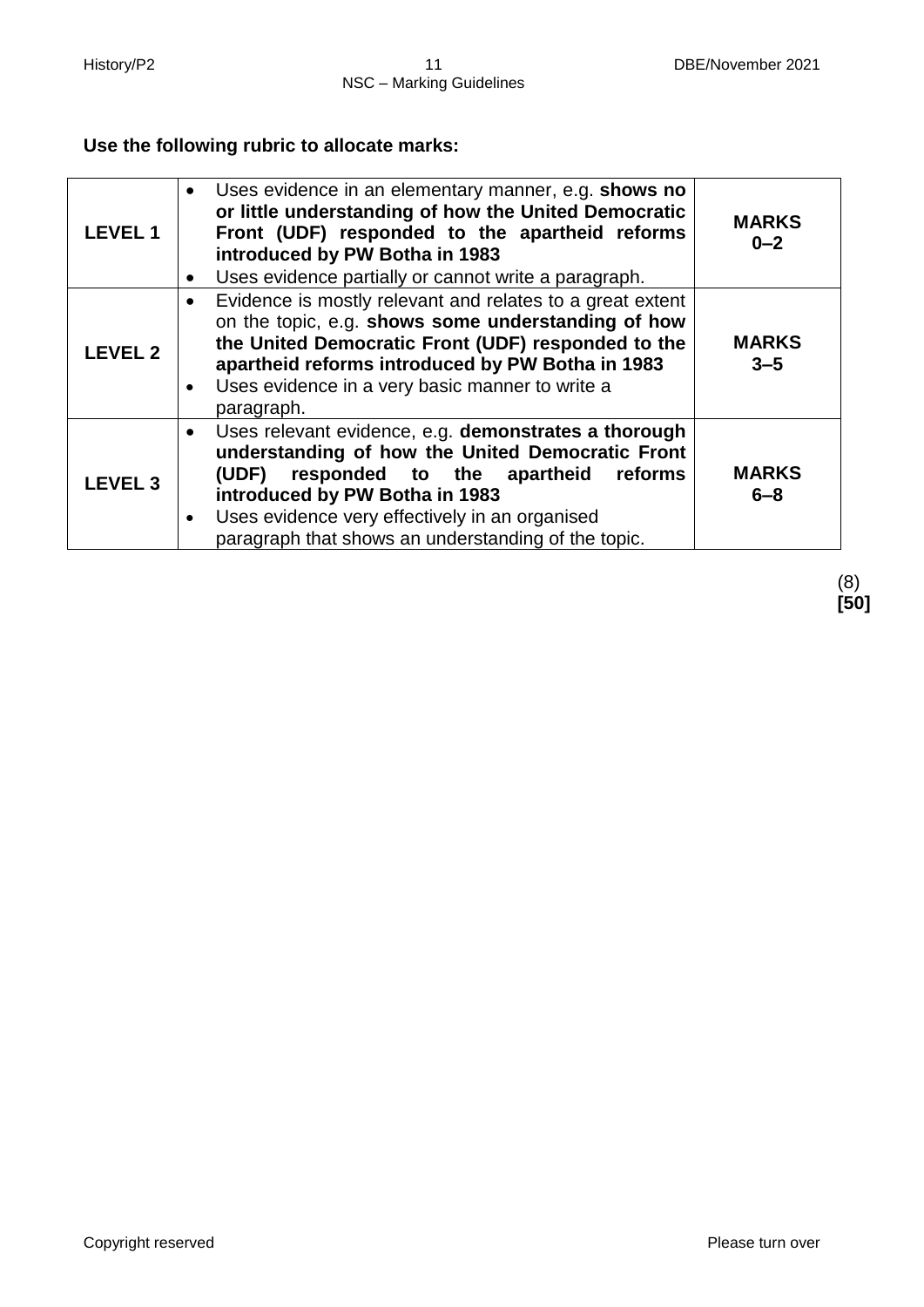**Use the following rubric to allocate marks:**

| | | |
|---|---|---|
| **LEVEL 1** | • Uses evidence in an elementary manner, e.g. **shows no or little understanding of how the United Democratic Front (UDF) responded to the apartheid reforms introduced by PW Botha in 1983**<br>• Uses evidence partially or cannot write a paragraph. | **MARKS 0–2** |
| **LEVEL 2** | • Evidence is mostly relevant and relates to a great extent on the topic, e.g. **shows some understanding of how the United Democratic Front (UDF) responded to the apartheid reforms introduced by PW Botha in 1983**<br>• Uses evidence in a very basic manner to write a paragraph. | **MARKS 3–5** |
| **LEVEL 3** | • Uses relevant evidence, e.g. **demonstrates a thorough understanding of how the United Democratic Front (UDF) responded to the apartheid reforms introduced by PW Botha in 1983**<br>• Uses evidence very effectively in an organised paragraph that shows an understanding of the topic. | **MARKS 6–8** |

(8)
**[50]**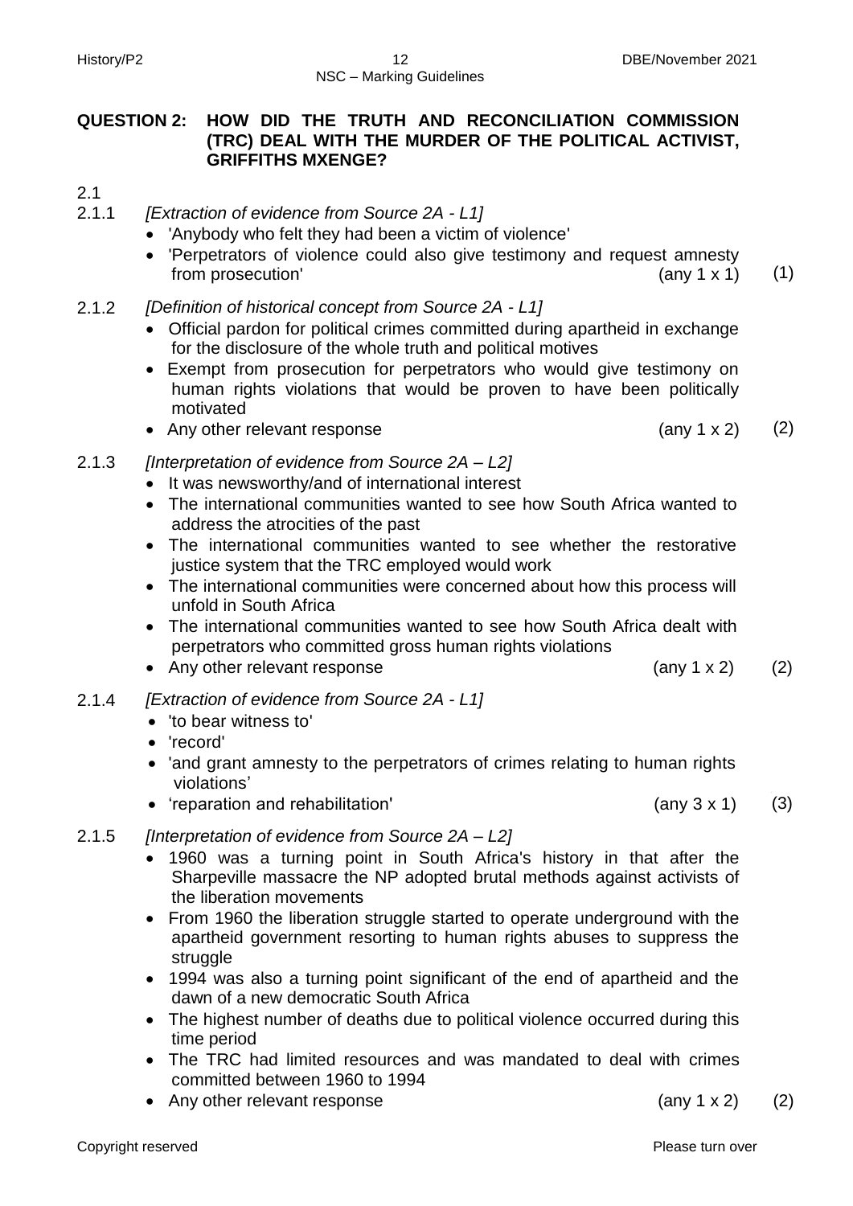**QUESTION 2: HOW DID THE TRUTH AND RECONCILIATION COMMISSION (TRC) DEAL WITH THE MURDER OF THE POLITICAL ACTIVIST, GRIFFITHS MXENGE?**

2.1

2.1.1 *[Extraction of evidence from Source 2A - L1]*

- 'Anybody who felt they had been a victim of violence'
- 'Perpetrators of violence could also give testimony and request amnesty from prosecution' (any 1 x 1) (1)

2.1.2 *[Definition of historical concept from Source 2A - L1]*

- Official pardon for political crimes committed during apartheid in exchange for the disclosure of the whole truth and political motives
- Exempt from prosecution for perpetrators who would give testimony on human rights violations that would be proven to have been politically motivated
- Any other relevant response (any 1 x 2) (2)

2.1.3 *[Interpretation of evidence from Source 2A – L2]*

- It was newsworthy/and of international interest
- The international communities wanted to see how South Africa wanted to address the atrocities of the past
- The international communities wanted to see whether the restorative justice system that the TRC employed would work
- The international communities were concerned about how this process will unfold in South Africa
- The international communities wanted to see how South Africa dealt with perpetrators who committed gross human rights violations
- Any other relevant response (any 1 x 2) (2)

2.1.4 *[Extraction of evidence from Source 2A - L1]*

- 'to bear witness to'
- 'record'
- 'and grant amnesty to the perpetrators of crimes relating to human rights violations'
- 'reparation and rehabilitation' (any 3 x 1) (3)

2.1.5 *[Interpretation of evidence from Source 2A – L2]*

- 1960 was a turning point in South Africa's history in that after the Sharpeville massacre the NP adopted brutal methods against activists of the liberation movements
- From 1960 the liberation struggle started to operate underground with the apartheid government resorting to human rights abuses to suppress the struggle
- 1994 was also a turning point significant of the end of apartheid and the dawn of a new democratic South Africa
- The highest number of deaths due to political violence occurred during this time period
- The TRC had limited resources and was mandated to deal with crimes committed between 1960 to 1994
- Any other relevant response (any 1 x 2) (2)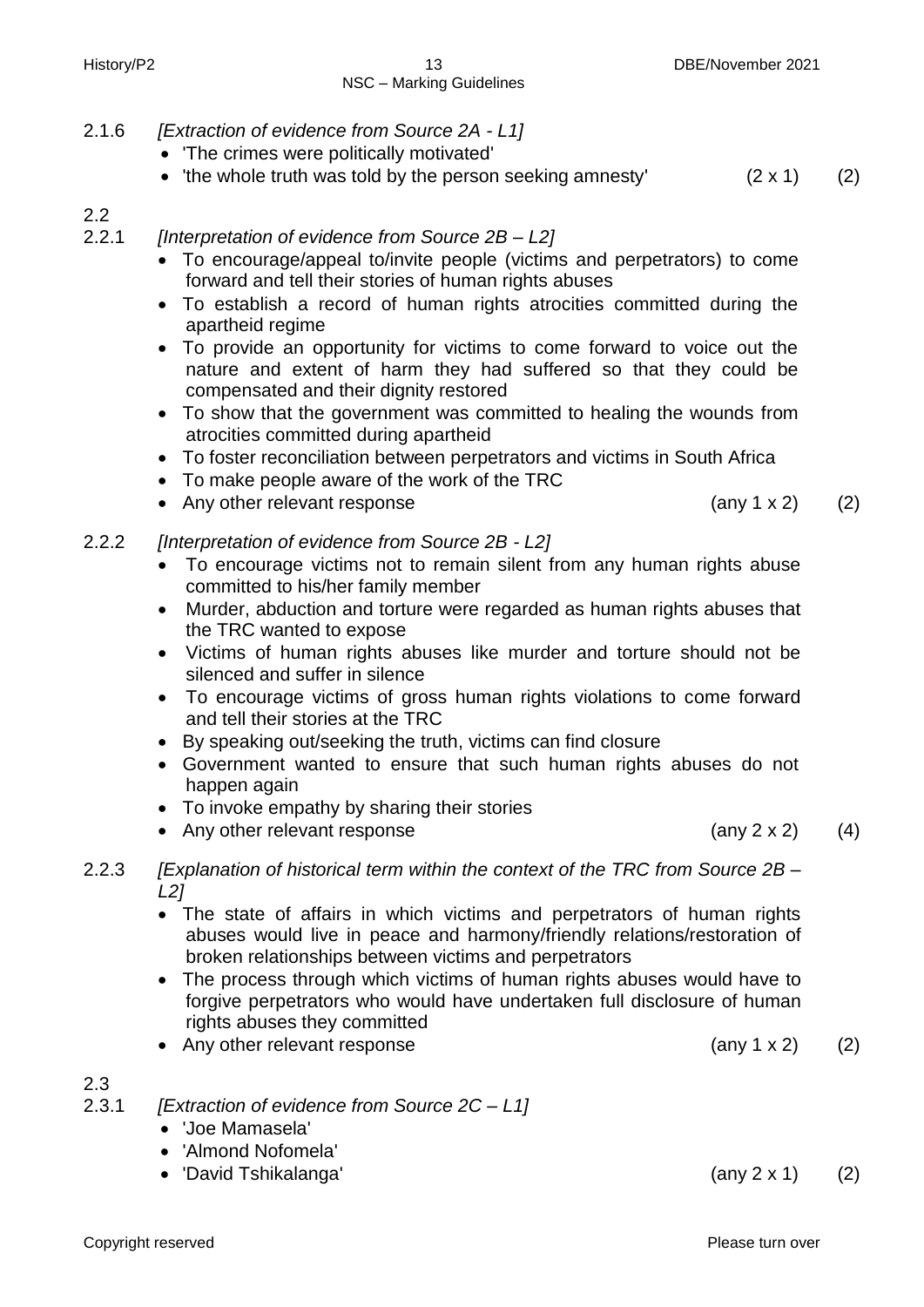2.1.6 *[Extraction of evidence from Source 2A - L1]*

- 'The crimes were politically motivated'
- 'the whole truth was told by the person seeking amnesty' (2 x 1) (2)

2.2

2.2.1 *[Interpretation of evidence from Source 2B – L2]*

- To encourage/appeal to/invite people (victims and perpetrators) to come forward and tell their stories of human rights abuses
- To establish a record of human rights atrocities committed during the apartheid regime
- To provide an opportunity for victims to come forward to voice out the nature and extent of harm they had suffered so that they could be compensated and their dignity restored
- To show that the government was committed to healing the wounds from atrocities committed during apartheid
- To foster reconciliation between perpetrators and victims in South Africa
- To make people aware of the work of the TRC
- Any other relevant response (any 1 x 2) (2)

2.2.2 *[Interpretation of evidence from Source 2B - L2]*

- To encourage victims not to remain silent from any human rights abuse committed to his/her family member
- Murder, abduction and torture were regarded as human rights abuses that the TRC wanted to expose
- Victims of human rights abuses like murder and torture should not be silenced and suffer in silence
- To encourage victims of gross human rights violations to come forward and tell their stories at the TRC
- By speaking out/seeking the truth, victims can find closure
- Government wanted to ensure that such human rights abuses do not happen again
- To invoke empathy by sharing their stories
- Any other relevant response (any 2 x 2) (4)

2.2.3 *[Explanation of historical term within the context of the TRC from Source 2B – L2]*

- The state of affairs in which victims and perpetrators of human rights abuses would live in peace and harmony/friendly relations/restoration of broken relationships between victims and perpetrators
- The process through which victims of human rights abuses would have to forgive perpetrators who would have undertaken full disclosure of human rights abuses they committed
- Any other relevant response (any 1 x 2) (2)

2.3

2.3.1 *[Extraction of evidence from Source 2C – L1]*

- 'Joe Mamasela'
- 'Almond Nofomela'
- 'David Tshikalanga' (any 2 x 1) (2)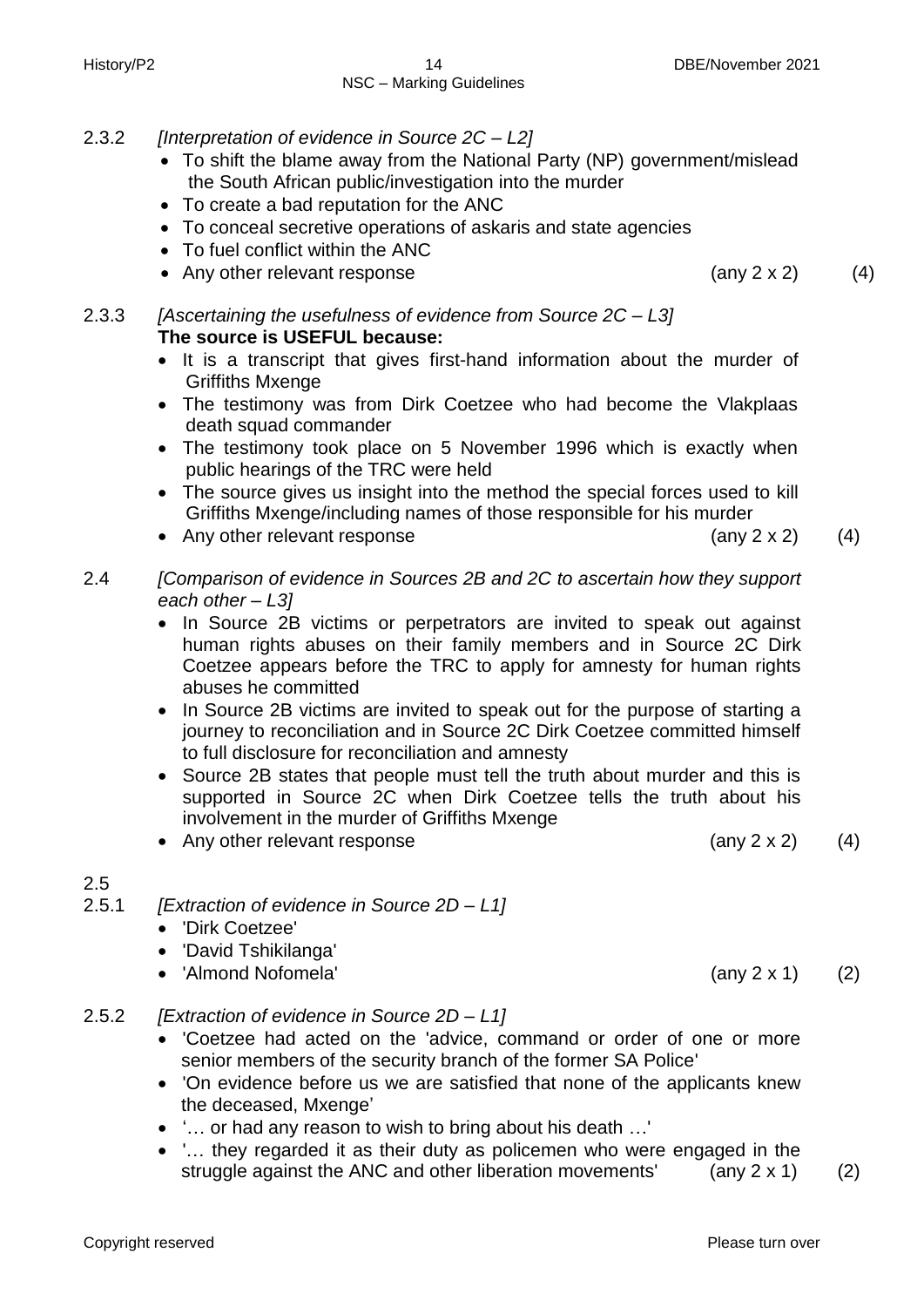2.3.2 *[Interpretation of evidence in Source 2C – L2]*

- To shift the blame away from the National Party (NP) government/mislead the South African public/investigation into the murder
- To create a bad reputation for the ANC
- To conceal secretive operations of askaris and state agencies
- To fuel conflict within the ANC
- Any other relevant response (any 2 x 2) (4)

2.3.3 *[Ascertaining the usefulness of evidence from Source 2C – L3]*

**The source is USEFUL because:**

- It is a transcript that gives first-hand information about the murder of Griffiths Mxenge
- The testimony was from Dirk Coetzee who had become the Vlakplaas death squad commander
- The testimony took place on 5 November 1996 which is exactly when public hearings of the TRC were held
- The source gives us insight into the method the special forces used to kill Griffiths Mxenge/including names of those responsible for his murder
- Any other relevant response (any 2 x 2) (4)

2.4 *[Comparison of evidence in Sources 2B and 2C to ascertain how they support each other – L3]*

- In Source 2B victims or perpetrators are invited to speak out against human rights abuses on their family members and in Source 2C Dirk Coetzee appears before the TRC to apply for amnesty for human rights abuses he committed
- In Source 2B victims are invited to speak out for the purpose of starting a journey to reconciliation and in Source 2C Dirk Coetzee committed himself to full disclosure for reconciliation and amnesty
- Source 2B states that people must tell the truth about murder and this is supported in Source 2C when Dirk Coetzee tells the truth about his involvement in the murder of Griffiths Mxenge
- Any other relevant response (any 2 x 2) (4)

2.5

2.5.1 *[Extraction of evidence in Source 2D – L1]*

- 'Dirk Coetzee'
- 'David Tshikilanga'
- 'Almond Nofomela' (any 2 x 1) (2)

2.5.2 *[Extraction of evidence in Source 2D – L1]*

- 'Coetzee had acted on the 'advice, command or order of one or more senior members of the security branch of the former SA Police'
- 'On evidence before us we are satisfied that none of the applicants knew the deceased, Mxenge'
- '… or had any reason to wish to bring about his death …'
- '… they regarded it as their duty as policemen who were engaged in the struggle against the ANC and other liberation movements' (any 2 x 1) (2)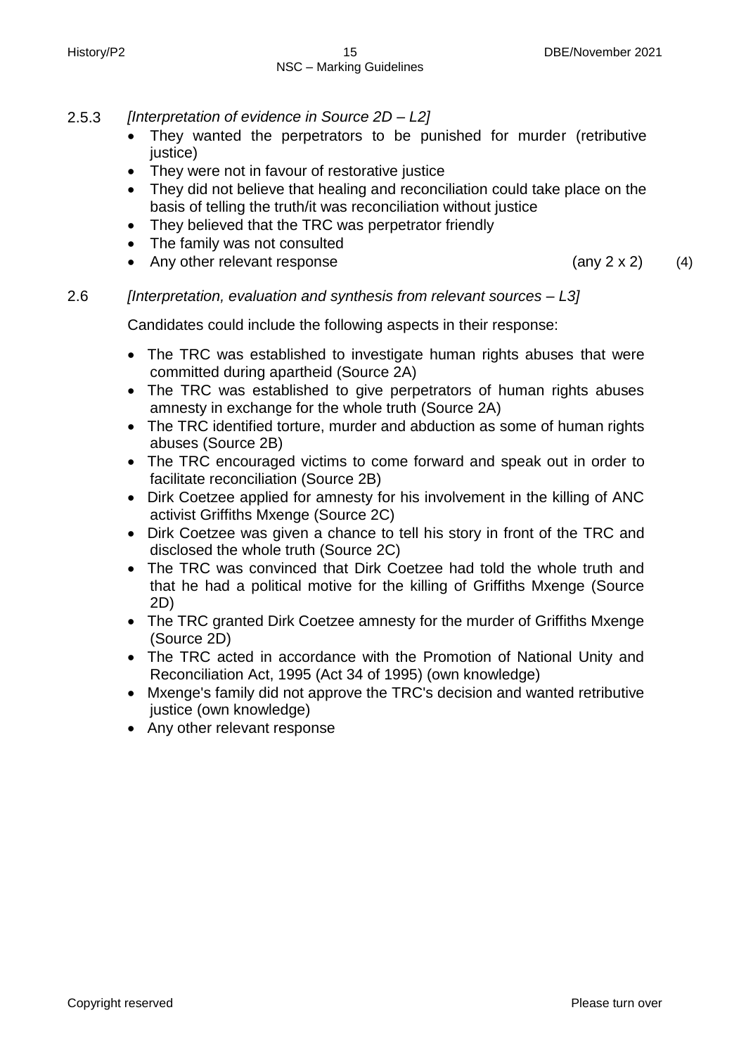2.5.3 *[Interpretation of evidence in Source 2D – L2]*

- They wanted the perpetrators to be punished for murder (retributive justice)
- They were not in favour of restorative justice
- They did not believe that healing and reconciliation could take place on the basis of telling the truth/it was reconciliation without justice
- They believed that the TRC was perpetrator friendly
- The family was not consulted
- Any other relevant response (any 2 x 2) (4)

2.6 *[Interpretation, evaluation and synthesis from relevant sources – L3]*

Candidates could include the following aspects in their response:

- The TRC was established to investigate human rights abuses that were committed during apartheid (Source 2A)
- The TRC was established to give perpetrators of human rights abuses amnesty in exchange for the whole truth (Source 2A)
- The TRC identified torture, murder and abduction as some of human rights abuses (Source 2B)
- The TRC encouraged victims to come forward and speak out in order to facilitate reconciliation (Source 2B)
- Dirk Coetzee applied for amnesty for his involvement in the killing of ANC activist Griffiths Mxenge (Source 2C)
- Dirk Coetzee was given a chance to tell his story in front of the TRC and disclosed the whole truth (Source 2C)
- The TRC was convinced that Dirk Coetzee had told the whole truth and that he had a political motive for the killing of Griffiths Mxenge (Source 2D)
- The TRC granted Dirk Coetzee amnesty for the murder of Griffiths Mxenge (Source 2D)
- The TRC acted in accordance with the Promotion of National Unity and Reconciliation Act, 1995 (Act 34 of 1995) (own knowledge)
- Mxenge's family did not approve the TRC's decision and wanted retributive justice (own knowledge)
- Any other relevant response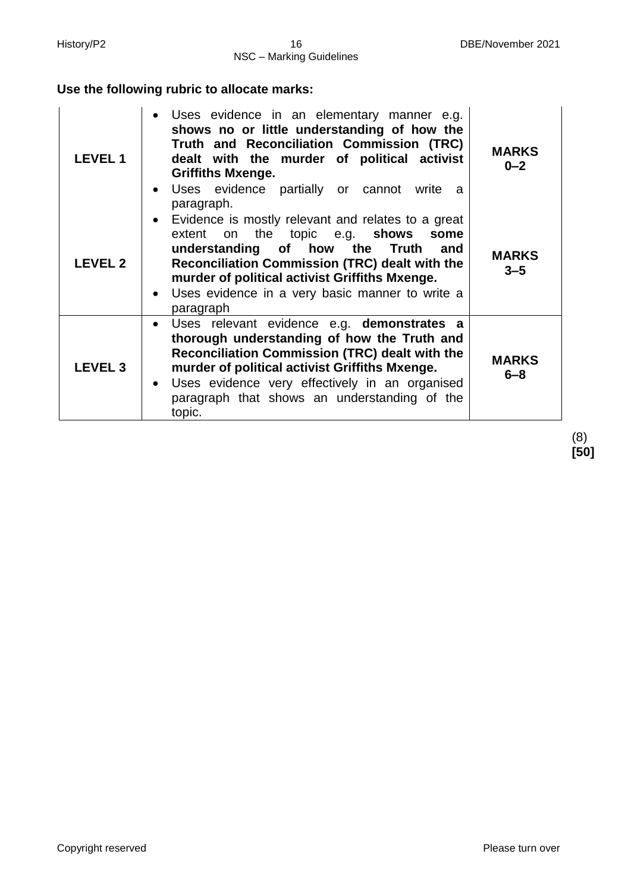**Use the following rubric to allocate marks:**

| | | |
|---|---|---|
| **LEVEL 1** | • Uses evidence in an elementary manner e.g. **shows no or little understanding of how the Truth and Reconciliation Commission (TRC) dealt with the murder of political activist Griffiths Mxenge.**<br>• Uses evidence partially or cannot write a paragraph. | **MARKS 0–2** |
| **LEVEL 2** | • Evidence is mostly relevant and relates to a great extent on the topic e.g. **shows some understanding of how the Truth and Reconciliation Commission (TRC) dealt with the murder of political activist Griffiths Mxenge.**<br>• Uses evidence in a very basic manner to write a paragraph | **MARKS 3–5** |
| **LEVEL 3** | • Uses relevant evidence e.g. **demonstrates a thorough understanding of how the Truth and Reconciliation Commission (TRC) dealt with the murder of political activist Griffiths Mxenge.**<br>• Uses evidence very effectively in an organised paragraph that shows an understanding of the topic. | **MARKS 6–8** |

(8)
**[50]**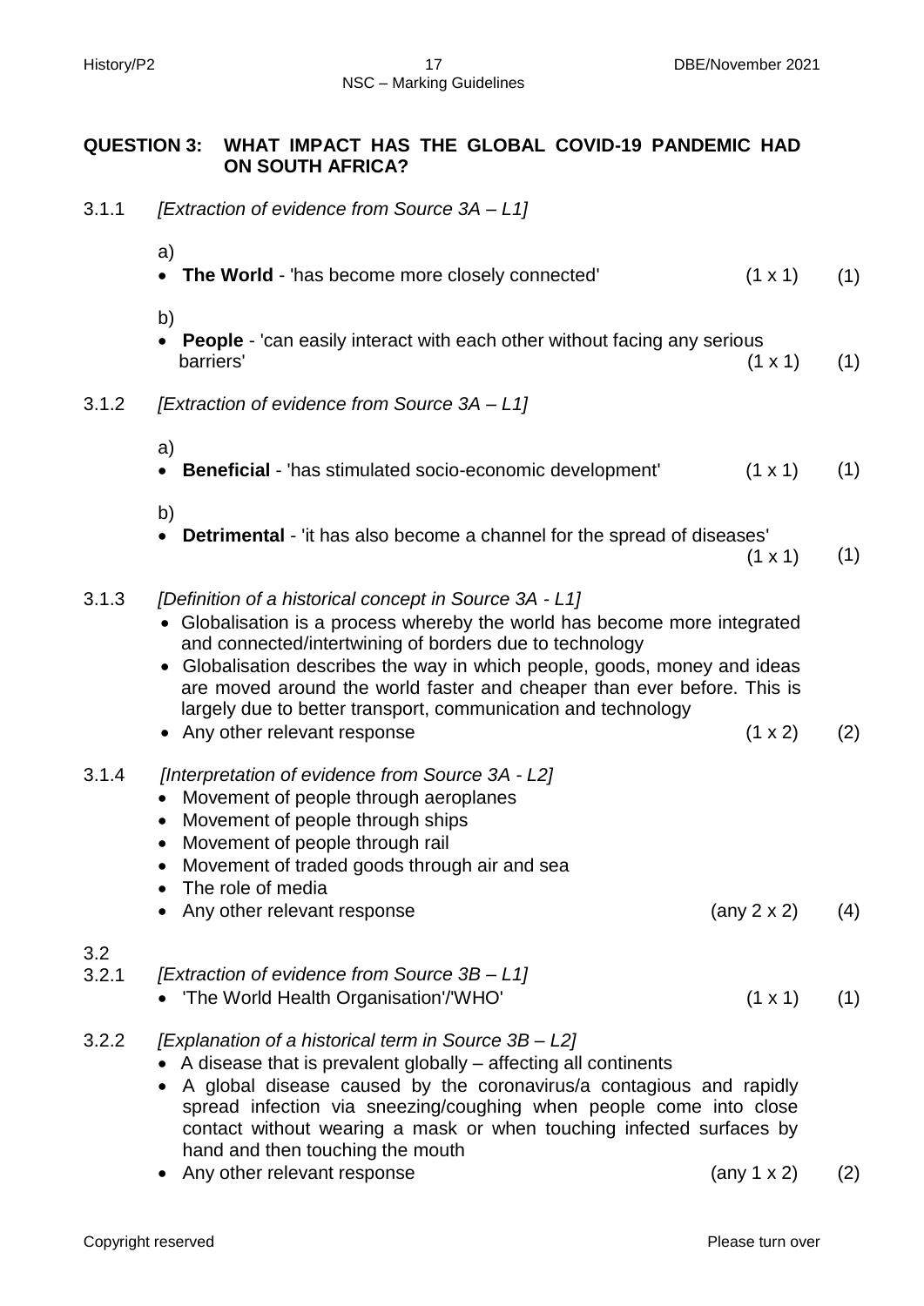## QUESTION 3: WHAT IMPACT HAS THE GLOBAL COVID-19 PANDEMIC HAD ON SOUTH AFRICA?

3.1.1 *[Extraction of evidence from Source 3A – L1]*

a)
- **The World** - 'has become more closely connected' (1 x 1) (1)

b)
- **People** - 'can easily interact with each other without facing any serious barriers' (1 x 1) (1)

3.1.2 *[Extraction of evidence from Source 3A – L1]*

a)
- **Beneficial** - 'has stimulated socio-economic development' (1 x 1) (1)

b)
- **Detrimental** - 'it has also become a channel for the spread of diseases' (1 x 1) (1)

3.1.3 *[Definition of a historical concept in Source 3A - L1]*
- Globalisation is a process whereby the world has become more integrated and connected/intertwining of borders due to technology
- Globalisation describes the way in which people, goods, money and ideas are moved around the world faster and cheaper than ever before. This is largely due to better transport, communication and technology
- Any other relevant response (1 x 2) (2)

3.1.4 *[Interpretation of evidence from Source 3A - L2]*
- Movement of people through aeroplanes
- Movement of people through ships
- Movement of people through rail
- Movement of traded goods through air and sea
- The role of media
- Any other relevant response (any 2 x 2) (4)

3.2

3.2.1 *[Extraction of evidence from Source 3B – L1]*
- 'The World Health Organisation'/'WHO' (1 x 1) (1)

3.2.2 *[Explanation of a historical term in Source 3B – L2]*
- A disease that is prevalent globally – affecting all continents
- A global disease caused by the coronavirus/a contagious and rapidly spread infection via sneezing/coughing when people come into close contact without wearing a mask or when touching infected surfaces by hand and then touching the mouth
- Any other relevant response (any 1 x 2) (2)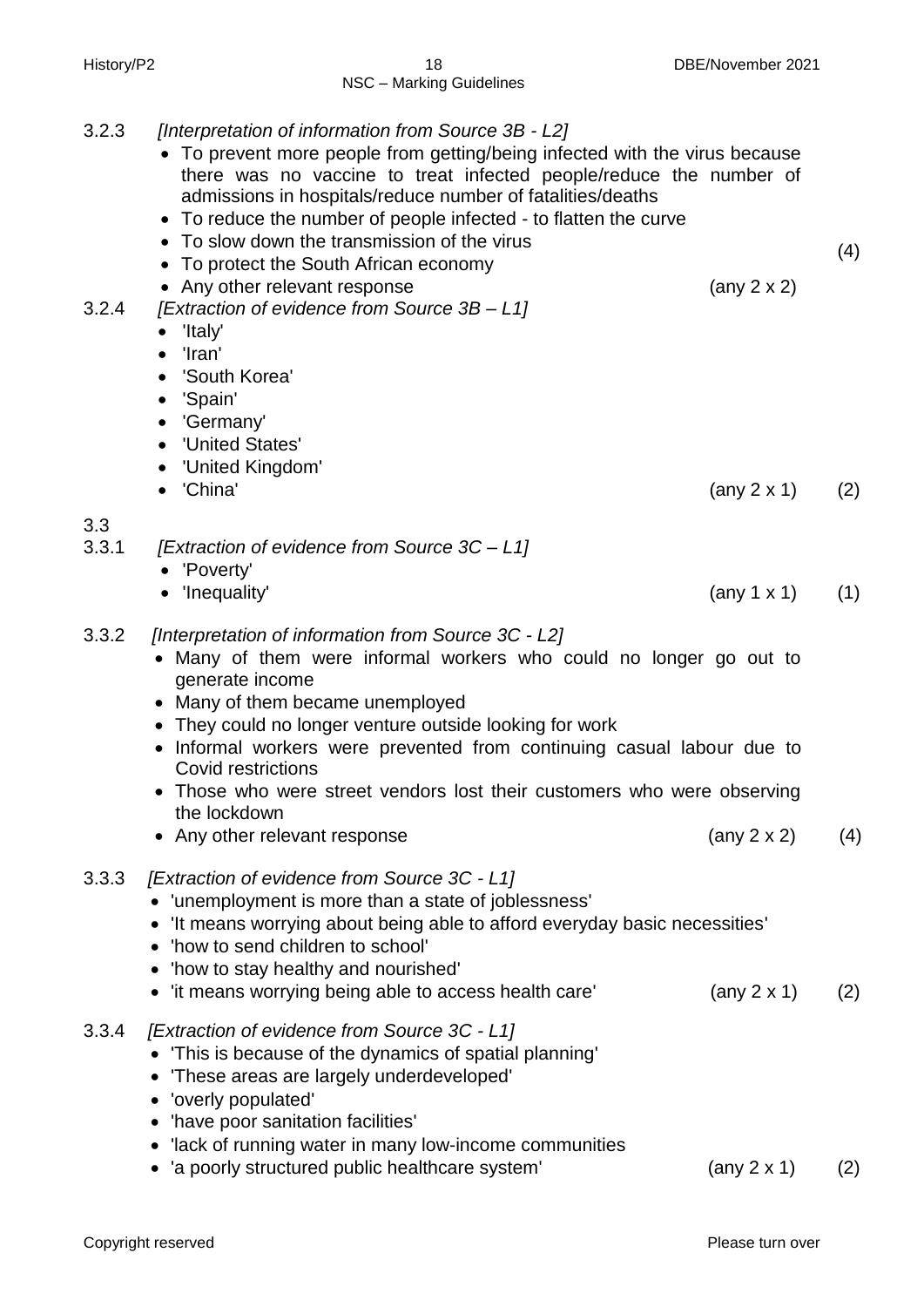3.2.3 *[Interpretation of information from Source 3B - L2]*

- To prevent more people from getting/being infected with the virus because there was no vaccine to treat infected people/reduce the number of admissions in hospitals/reduce number of fatalities/deaths
- To reduce the number of people infected - to flatten the curve
- To slow down the transmission of the virus
- To protect the South African economy
- Any other relevant response (any 2 x 2) (4)

3.2.4 *[Extraction of evidence from Source 3B – L1]*

- 'Italy'
- 'Iran'
- 'South Korea'
- 'Spain'
- 'Germany'
- 'United States'
- 'United Kingdom'
- 'China' (any 2 x 1) (2)

3.3

3.3.1 *[Extraction of evidence from Source 3C – L1]*

- 'Poverty'
- 'Inequality' (any 1 x 1) (1)

3.3.2 *[Interpretation of information from Source 3C - L2]*

- Many of them were informal workers who could no longer go out to generate income
- Many of them became unemployed
- They could no longer venture outside looking for work
- Informal workers were prevented from continuing casual labour due to Covid restrictions
- Those who were street vendors lost their customers who were observing the lockdown
- Any other relevant response (any 2 x 2) (4)

3.3.3 *[Extraction of evidence from Source 3C - L1]*

- 'unemployment is more than a state of joblessness'
- 'It means worrying about being able to afford everyday basic necessities'
- 'how to send children to school'
- 'how to stay healthy and nourished'
- 'it means worrying being able to access health care' (any 2 x 1) (2)

3.3.4 *[Extraction of evidence from Source 3C - L1]*

- 'This is because of the dynamics of spatial planning'
- 'These areas are largely underdeveloped'
- 'overly populated'
- 'have poor sanitation facilities'
- 'lack of running water in many low-income communities
- 'a poorly structured public healthcare system' (any 2 x 1) (2)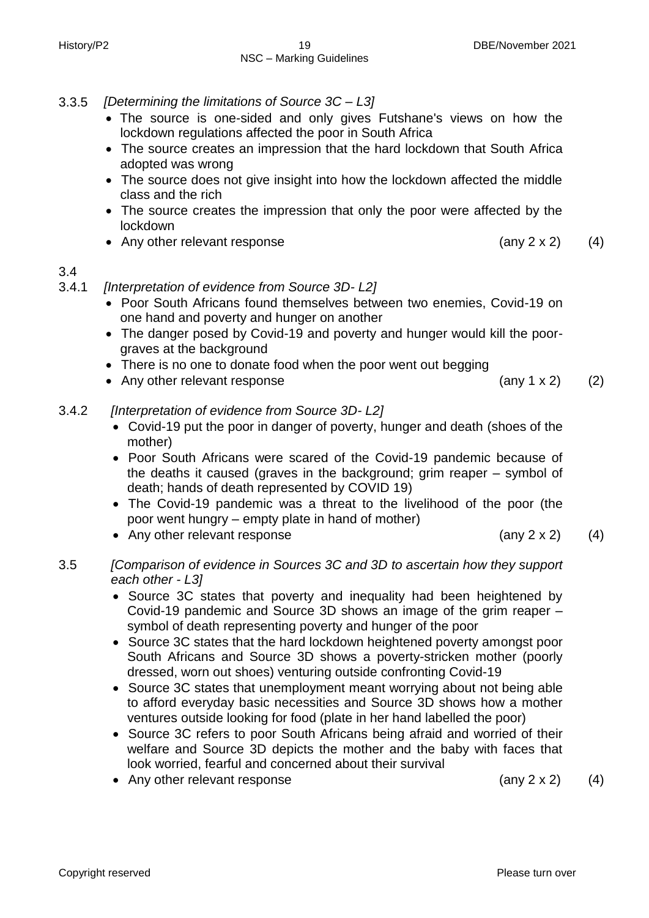3.3.5 *[Determining the limitations of Source 3C – L3]*

- The source is one-sided and only gives Futshane's views on how the lockdown regulations affected the poor in South Africa
- The source creates an impression that the hard lockdown that South Africa adopted was wrong
- The source does not give insight into how the lockdown affected the middle class and the rich
- The source creates the impression that only the poor were affected by the lockdown
- Any other relevant response (any 2 x 2) (4)

3.4

3.4.1 *[Interpretation of evidence from Source 3D- L2]*

- Poor South Africans found themselves between two enemies, Covid-19 on one hand and poverty and hunger on another
- The danger posed by Covid-19 and poverty and hunger would kill the poor- graves at the background
- There is no one to donate food when the poor went out begging
- Any other relevant response (any 1 x 2) (2)

3.4.2 *[Interpretation of evidence from Source 3D- L2]*

- Covid-19 put the poor in danger of poverty, hunger and death (shoes of the mother)
- Poor South Africans were scared of the Covid-19 pandemic because of the deaths it caused (graves in the background; grim reaper – symbol of death; hands of death represented by COVID 19)
- The Covid-19 pandemic was a threat to the livelihood of the poor (the poor went hungry – empty plate in hand of mother)
- Any other relevant response (any 2 x 2) (4)

3.5 *[Comparison of evidence in Sources 3C and 3D to ascertain how they support each other - L3]*

- Source 3C states that poverty and inequality had been heightened by Covid-19 pandemic and Source 3D shows an image of the grim reaper – symbol of death representing poverty and hunger of the poor
- Source 3C states that the hard lockdown heightened poverty amongst poor South Africans and Source 3D shows a poverty-stricken mother (poorly dressed, worn out shoes) venturing outside confronting Covid-19
- Source 3C states that unemployment meant worrying about not being able to afford everyday basic necessities and Source 3D shows how a mother ventures outside looking for food (plate in her hand labelled the poor)
- Source 3C refers to poor South Africans being afraid and worried of their welfare and Source 3D depicts the mother and the baby with faces that look worried, fearful and concerned about their survival
- Any other relevant response (any 2 x 2) (4)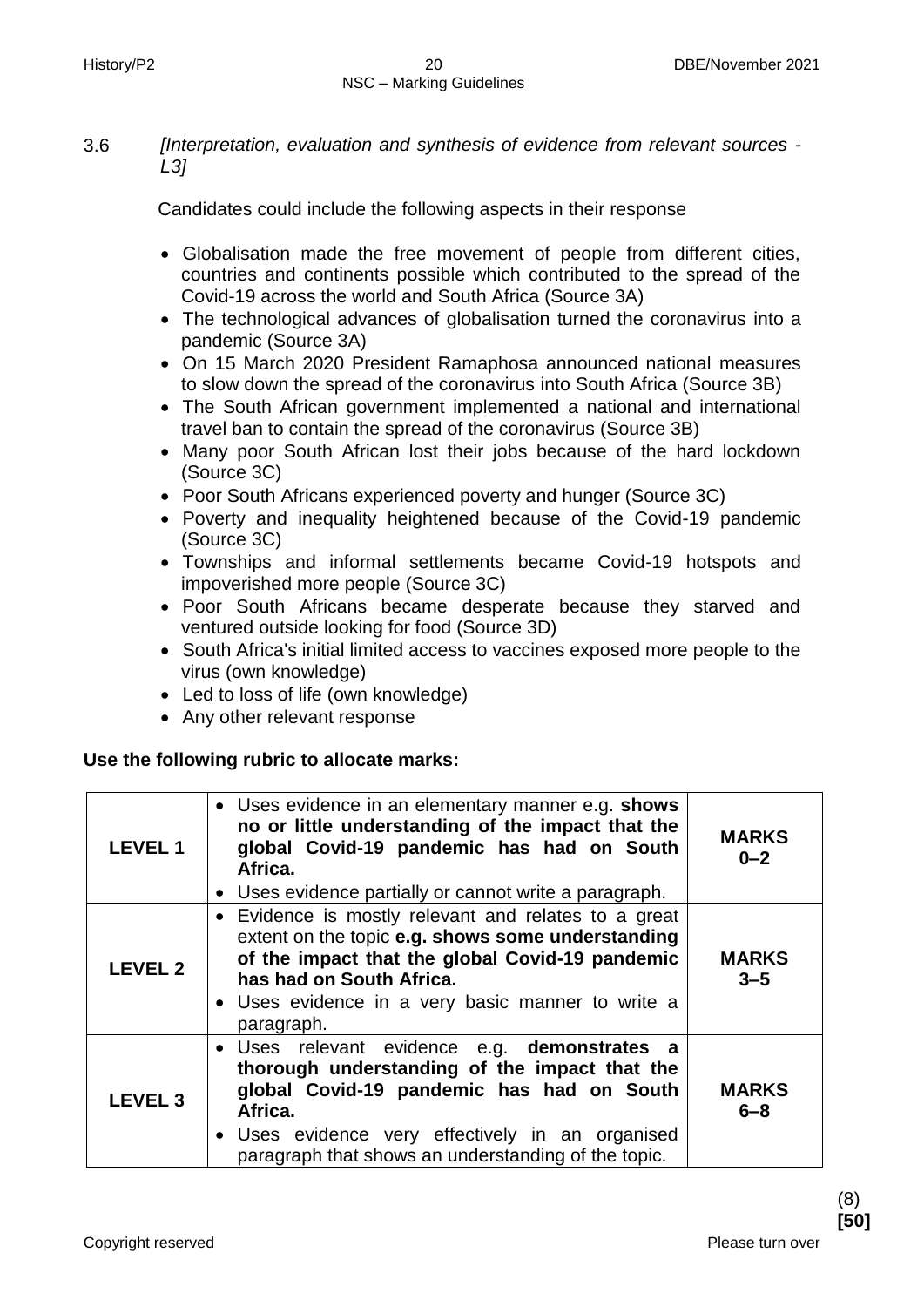3.6 *[Interpretation, evaluation and synthesis of evidence from relevant sources - L3]*

Candidates could include the following aspects in their response

- Globalisation made the free movement of people from different cities, countries and continents possible which contributed to the spread of the Covid-19 across the world and South Africa (Source 3A)
- The technological advances of globalisation turned the coronavirus into a pandemic (Source 3A)
- On 15 March 2020 President Ramaphosa announced national measures to slow down the spread of the coronavirus into South Africa (Source 3B)
- The South African government implemented a national and international travel ban to contain the spread of the coronavirus (Source 3B)
- Many poor South African lost their jobs because of the hard lockdown (Source 3C)
- Poor South Africans experienced poverty and hunger (Source 3C)
- Poverty and inequality heightened because of the Covid-19 pandemic (Source 3C)
- Townships and informal settlements became Covid-19 hotspots and impoverished more people (Source 3C)
- Poor South Africans became desperate because they starved and ventured outside looking for food (Source 3D)
- South Africa's initial limited access to vaccines exposed more people to the virus (own knowledge)
- Led to loss of life (own knowledge)
- Any other relevant response

**Use the following rubric to allocate marks:**

| | | |
|---|---|---|
| **LEVEL 1** | • Uses evidence in an elementary manner e.g. **shows no or little understanding of the impact that the global Covid-19 pandemic has had on South Africa.**<br>• Uses evidence partially or cannot write a paragraph. | **MARKS 0–2** |
| **LEVEL 2** | • Evidence is mostly relevant and relates to a great extent on the topic **e.g. shows some understanding of the impact that the global Covid-19 pandemic has had on South Africa.**<br>• Uses evidence in a very basic manner to write a paragraph. | **MARKS 3–5** |
| **LEVEL 3** | • Uses relevant evidence e.g. **demonstrates a thorough understanding of the impact that the global Covid-19 pandemic has had on South Africa.**<br>• Uses evidence very effectively in an organised paragraph that shows an understanding of the topic. | **MARKS 6–8** |

(8)
**[50]**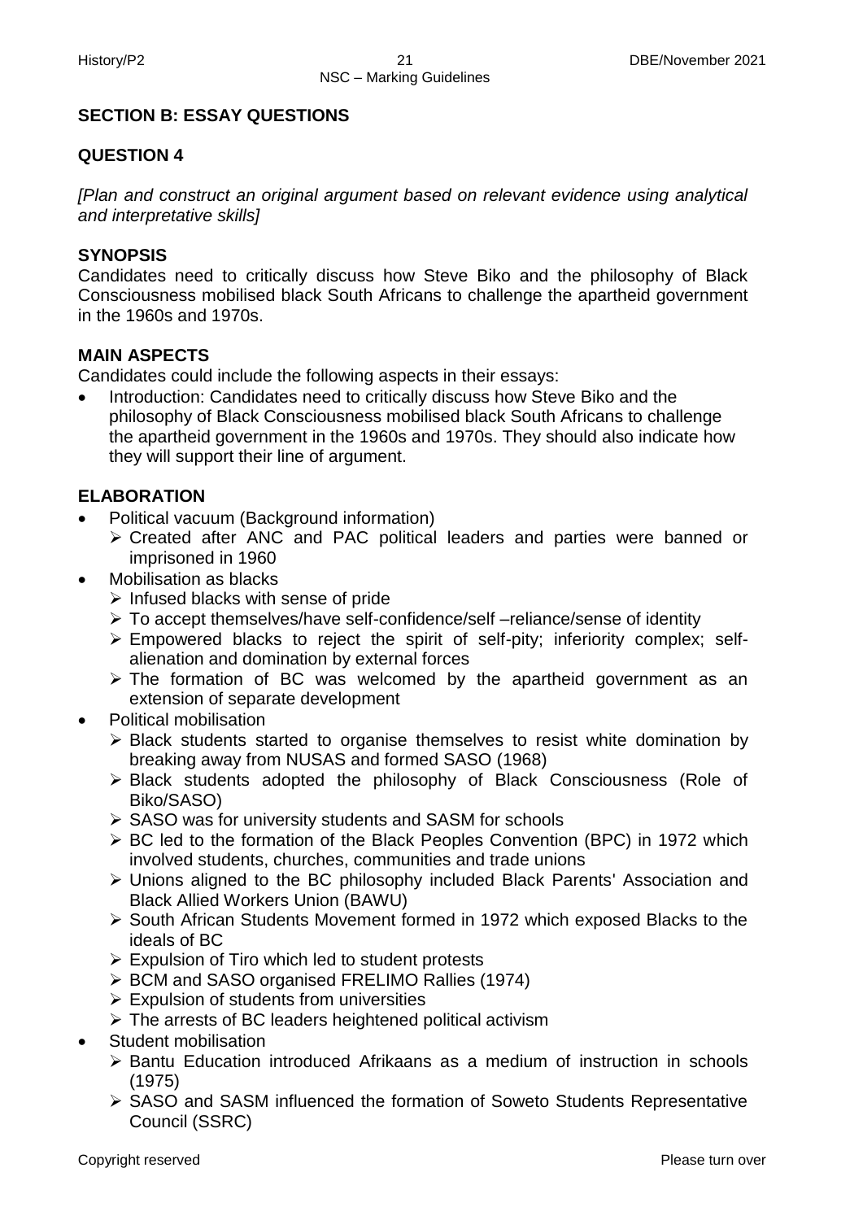## SECTION B: ESSAY QUESTIONS

### QUESTION 4

*[Plan and construct an original argument based on relevant evidence using analytical and interpretative skills]*

**SYNOPSIS**

Candidates need to critically discuss how Steve Biko and the philosophy of Black Consciousness mobilised black South Africans to challenge the apartheid government in the 1960s and 1970s.

**MAIN ASPECTS**

Candidates could include the following aspects in their essays:

- Introduction: Candidates need to critically discuss how Steve Biko and the philosophy of Black Consciousness mobilised black South Africans to challenge the apartheid government in the 1960s and 1970s. They should also indicate how they will support their line of argument.

**ELABORATION**

- Political vacuum (Background information)
  - Created after ANC and PAC political leaders and parties were banned or imprisoned in 1960
- Mobilisation as blacks
  - Infused blacks with sense of pride
  - To accept themselves/have self-confidence/self –reliance/sense of identity
  - Empowered blacks to reject the spirit of self-pity; inferiority complex; self-alienation and domination by external forces
  - The formation of BC was welcomed by the apartheid government as an extension of separate development
- Political mobilisation
  - Black students started to organise themselves to resist white domination by breaking away from NUSAS and formed SASO (1968)
  - Black students adopted the philosophy of Black Consciousness (Role of Biko/SASO)
  - SASO was for university students and SASM for schools
  - BC led to the formation of the Black Peoples Convention (BPC) in 1972 which involved students, churches, communities and trade unions
  - Unions aligned to the BC philosophy included Black Parents' Association and Black Allied Workers Union (BAWU)
  - South African Students Movement formed in 1972 which exposed Blacks to the ideals of BC
  - Expulsion of Tiro which led to student protests
  - BCM and SASO organised FRELIMO Rallies (1974)
  - Expulsion of students from universities
  - The arrests of BC leaders heightened political activism
- Student mobilisation
  - Bantu Education introduced Afrikaans as a medium of instruction in schools (1975)
  - SASO and SASM influenced the formation of Soweto Students Representative Council (SSRC)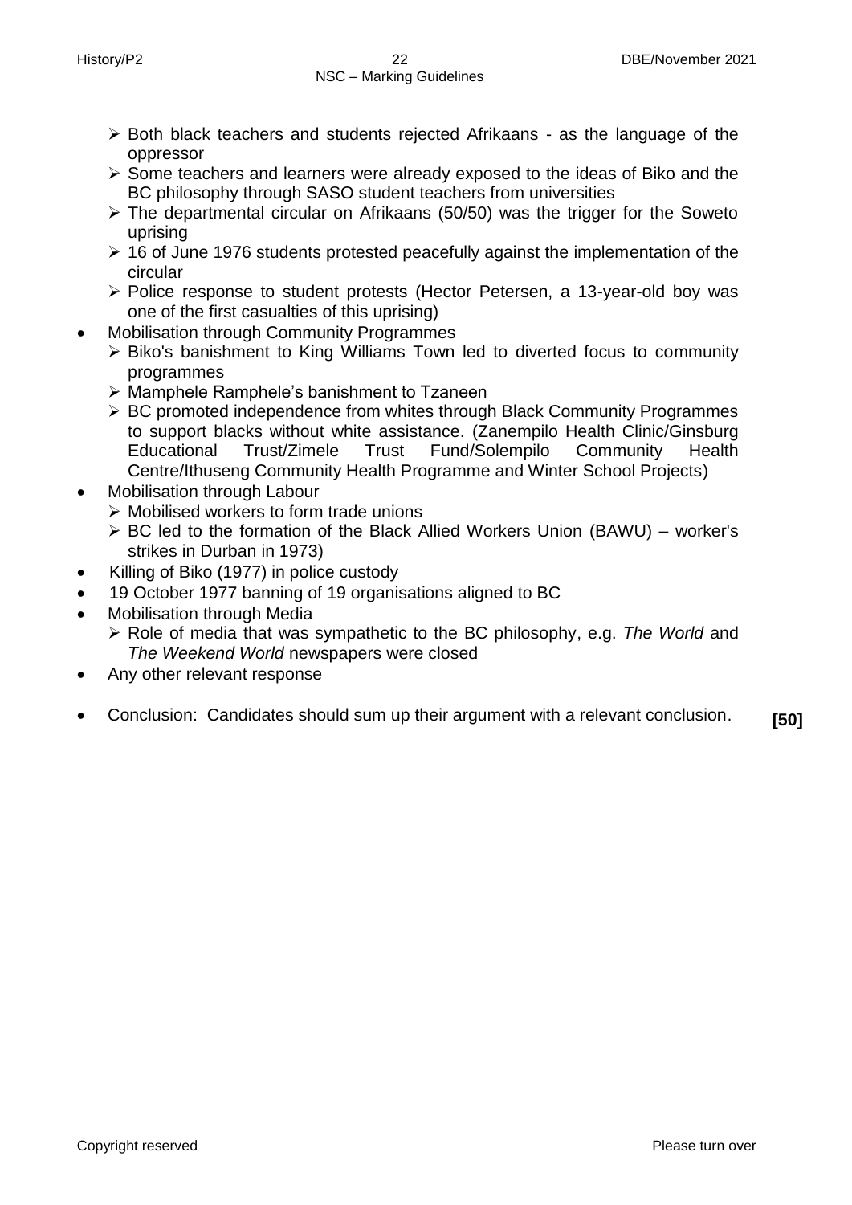- Both black teachers and students rejected Afrikaans - as the language of the oppressor
  - Some teachers and learners were already exposed to the ideas of Biko and the BC philosophy through SASO student teachers from universities
  - The departmental circular on Afrikaans (50/50) was the trigger for the Soweto uprising
  - 16 of June 1976 students protested peacefully against the implementation of the circular
  - Police response to student protests (Hector Petersen, a 13-year-old boy was one of the first casualties of this uprising)
- Mobilisation through Community Programmes
  - Biko's banishment to King Williams Town led to diverted focus to community programmes
  - Mamphele Ramphele's banishment to Tzaneen
  - BC promoted independence from whites through Black Community Programmes to support blacks without white assistance. (Zanempilo Health Clinic/Ginsburg Educational Trust/Zimele Trust Fund/Solempilo Community Health Centre/Ithuseng Community Health Programme and Winter School Projects)
- Mobilisation through Labour
  - Mobilised workers to form trade unions
  - BC led to the formation of the Black Allied Workers Union (BAWU) – worker's strikes in Durban in 1973)
- Killing of Biko (1977) in police custody
- 19 October 1977 banning of 19 organisations aligned to BC
- Mobilisation through Media
  - Role of media that was sympathetic to the BC philosophy, e.g. *The World* and *The Weekend World* newspapers were closed
- Any other relevant response

- Conclusion: Candidates should sum up their argument with a relevant conclusion. **[50]**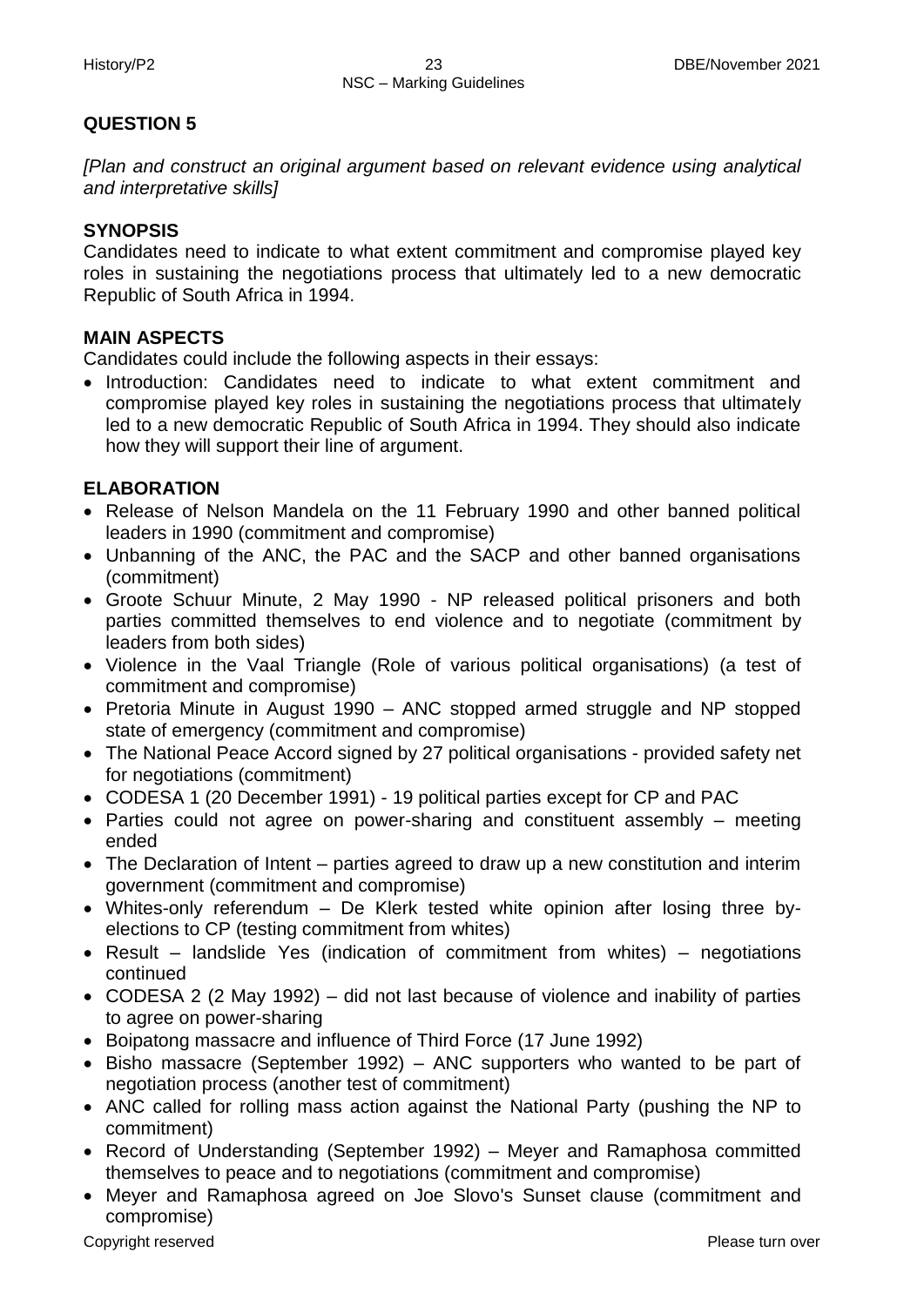## QUESTION 5

*[Plan and construct an original argument based on relevant evidence using analytical and interpretative skills]*

### SYNOPSIS

Candidates need to indicate to what extent commitment and compromise played key roles in sustaining the negotiations process that ultimately led to a new democratic Republic of South Africa in 1994.

### MAIN ASPECTS

Candidates could include the following aspects in their essays:

- Introduction: Candidates need to indicate to what extent commitment and compromise played key roles in sustaining the negotiations process that ultimately led to a new democratic Republic of South Africa in 1994. They should also indicate how they will support their line of argument.

### ELABORATION

- Release of Nelson Mandela on the 11 February 1990 and other banned political leaders in 1990 (commitment and compromise)
- Unbanning of the ANC, the PAC and the SACP and other banned organisations (commitment)
- Groote Schuur Minute, 2 May 1990 - NP released political prisoners and both parties committed themselves to end violence and to negotiate (commitment by leaders from both sides)
- Violence in the Vaal Triangle (Role of various political organisations) (a test of commitment and compromise)
- Pretoria Minute in August 1990 – ANC stopped armed struggle and NP stopped state of emergency (commitment and compromise)
- The National Peace Accord signed by 27 political organisations - provided safety net for negotiations (commitment)
- CODESA 1 (20 December 1991) - 19 political parties except for CP and PAC
- Parties could not agree on power-sharing and constituent assembly – meeting ended
- The Declaration of Intent – parties agreed to draw up a new constitution and interim government (commitment and compromise)
- Whites-only referendum – De Klerk tested white opinion after losing three by-elections to CP (testing commitment from whites)
- Result – landslide Yes (indication of commitment from whites) – negotiations continued
- CODESA 2 (2 May 1992) – did not last because of violence and inability of parties to agree on power-sharing
- Boipatong massacre and influence of Third Force (17 June 1992)
- Bisho massacre (September 1992) – ANC supporters who wanted to be part of negotiation process (another test of commitment)
- ANC called for rolling mass action against the National Party (pushing the NP to commitment)
- Record of Understanding (September 1992) – Meyer and Ramaphosa committed themselves to peace and to negotiations (commitment and compromise)
- Meyer and Ramaphosa agreed on Joe Slovo's Sunset clause (commitment and compromise)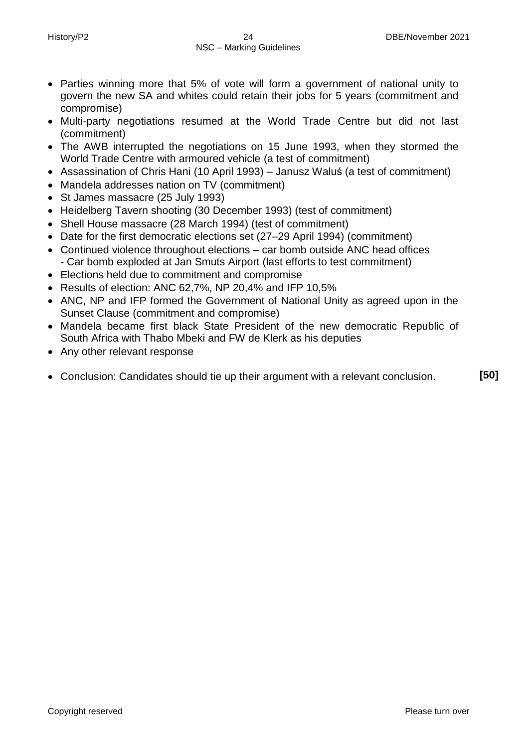- Parties winning more that 5% of vote will form a government of national unity to govern the new SA and whites could retain their jobs for 5 years (commitment and compromise)
- Multi-party negotiations resumed at the World Trade Centre but did not last (commitment)
- The AWB interrupted the negotiations on 15 June 1993, when they stormed the World Trade Centre with armoured vehicle (a test of commitment)
- Assassination of Chris Hani (10 April 1993) – Janusz Waluś (a test of commitment)
- Mandela addresses nation on TV (commitment)
- St James massacre (25 July 1993)
- Heidelberg Tavern shooting (30 December 1993) (test of commitment)
- Shell House massacre (28 March 1994) (test of commitment)
- Date for the first democratic elections set (27–29 April 1994) (commitment)
- Continued violence throughout elections – car bomb outside ANC head offices
  - Car bomb exploded at Jan Smuts Airport (last efforts to test commitment)
- Elections held due to commitment and compromise
- Results of election: ANC 62,7%, NP 20,4% and IFP 10,5%
- ANC, NP and IFP formed the Government of National Unity as agreed upon in the Sunset Clause (commitment and compromise)
- Mandela became first black State President of the new democratic Republic of South Africa with Thabo Mbeki and FW de Klerk as his deputies
- Any other relevant response

- Conclusion: Candidates should tie up their argument with a relevant conclusion. **[50]**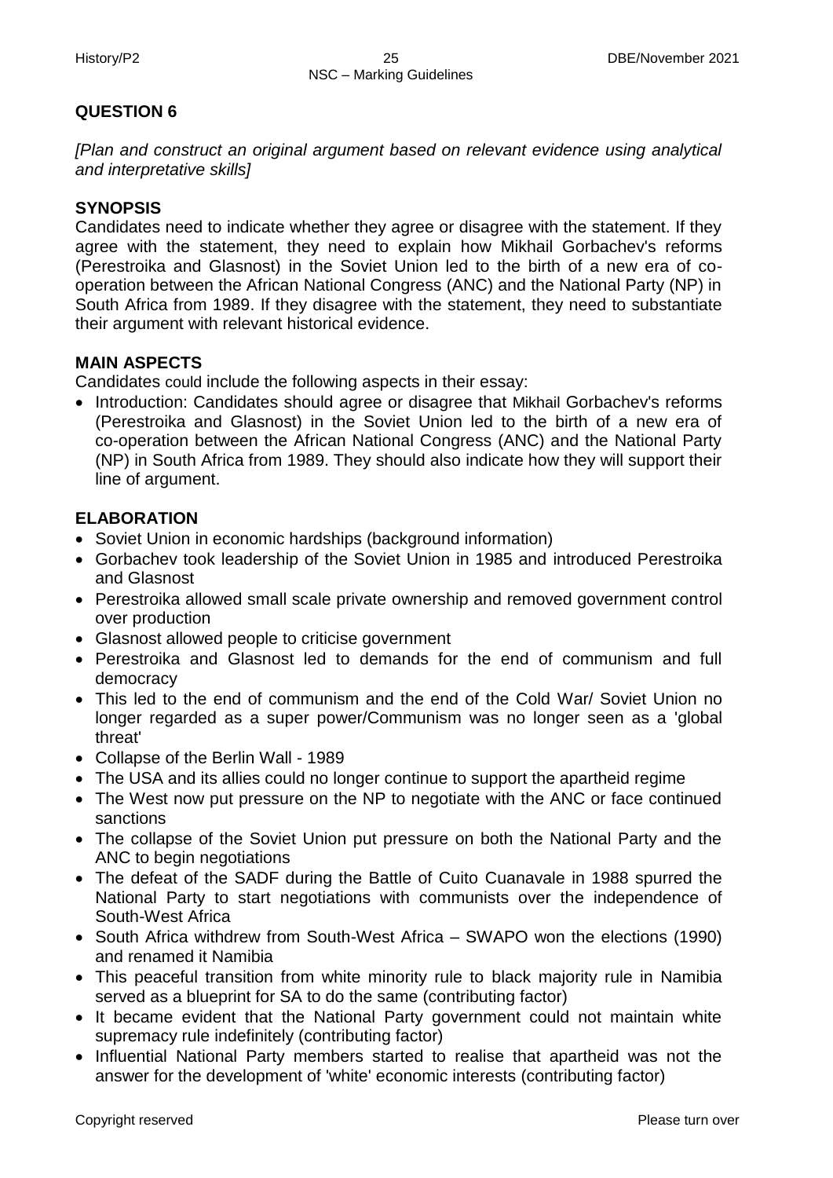## QUESTION 6

*[Plan and construct an original argument based on relevant evidence using analytical and interpretative skills]*

### SYNOPSIS

Candidates need to indicate whether they agree or disagree with the statement. If they agree with the statement, they need to explain how Mikhail Gorbachev's reforms (Perestroika and Glasnost) in the Soviet Union led to the birth of a new era of co-operation between the African National Congress (ANC) and the National Party (NP) in South Africa from 1989. If they disagree with the statement, they need to substantiate their argument with relevant historical evidence.

### MAIN ASPECTS

Candidates could include the following aspects in their essay:

- Introduction: Candidates should agree or disagree that Mikhail Gorbachev's reforms (Perestroika and Glasnost) in the Soviet Union led to the birth of a new era of co-operation between the African National Congress (ANC) and the National Party (NP) in South Africa from 1989. They should also indicate how they will support their line of argument.

### ELABORATION

- Soviet Union in economic hardships (background information)
- Gorbachev took leadership of the Soviet Union in 1985 and introduced Perestroika and Glasnost
- Perestroika allowed small scale private ownership and removed government control over production
- Glasnost allowed people to criticise government
- Perestroika and Glasnost led to demands for the end of communism and full democracy
- This led to the end of communism and the end of the Cold War/ Soviet Union no longer regarded as a super power/Communism was no longer seen as a 'global threat'
- Collapse of the Berlin Wall - 1989
- The USA and its allies could no longer continue to support the apartheid regime
- The West now put pressure on the NP to negotiate with the ANC or face continued sanctions
- The collapse of the Soviet Union put pressure on both the National Party and the ANC to begin negotiations
- The defeat of the SADF during the Battle of Cuito Cuanavale in 1988 spurred the National Party to start negotiations with communists over the independence of South-West Africa
- South Africa withdrew from South-West Africa – SWAPO won the elections (1990) and renamed it Namibia
- This peaceful transition from white minority rule to black majority rule in Namibia served as a blueprint for SA to do the same (contributing factor)
- It became evident that the National Party government could not maintain white supremacy rule indefinitely (contributing factor)
- Influential National Party members started to realise that apartheid was not the answer for the development of 'white' economic interests (contributing factor)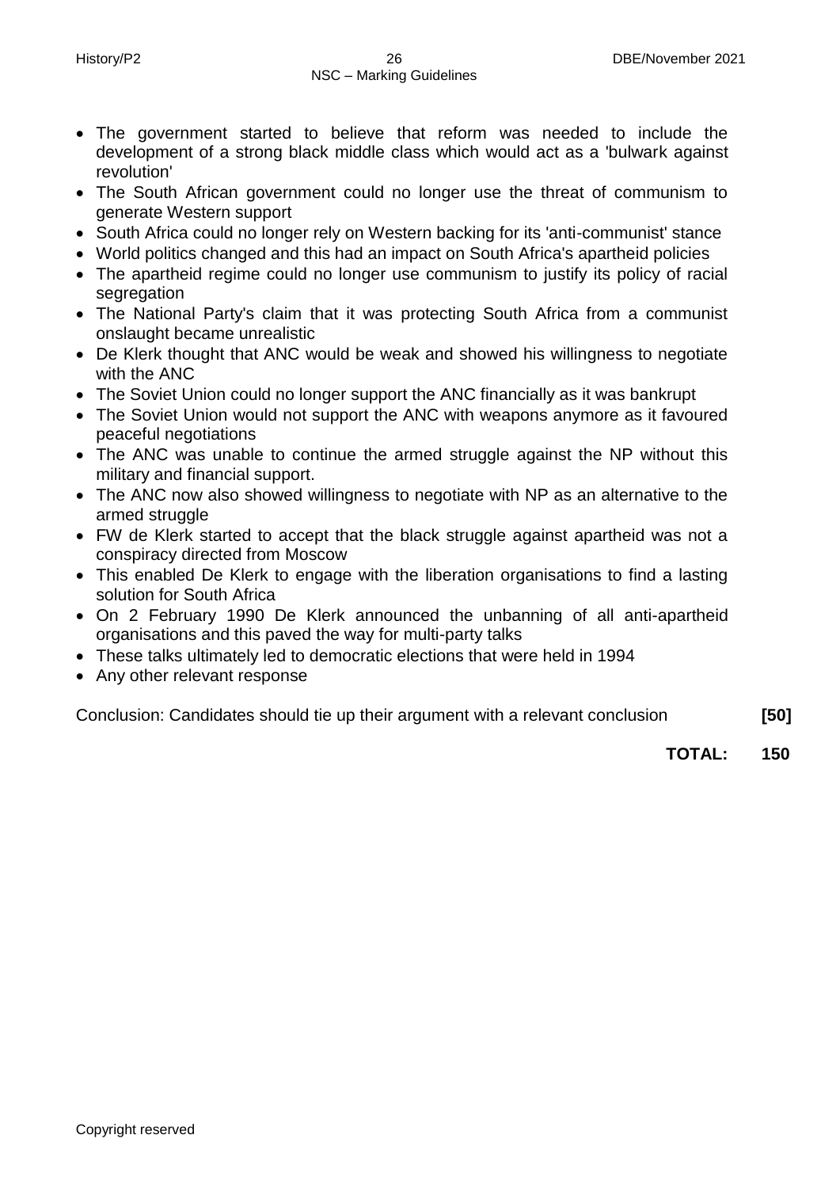- The government started to believe that reform was needed to include the development of a strong black middle class which would act as a 'bulwark against revolution'
- The South African government could no longer use the threat of communism to generate Western support
- South Africa could no longer rely on Western backing for its 'anti-communist' stance
- World politics changed and this had an impact on South Africa's apartheid policies
- The apartheid regime could no longer use communism to justify its policy of racial segregation
- The National Party's claim that it was protecting South Africa from a communist onslaught became unrealistic
- De Klerk thought that ANC would be weak and showed his willingness to negotiate with the ANC
- The Soviet Union could no longer support the ANC financially as it was bankrupt
- The Soviet Union would not support the ANC with weapons anymore as it favoured peaceful negotiations
- The ANC was unable to continue the armed struggle against the NP without this military and financial support.
- The ANC now also showed willingness to negotiate with NP as an alternative to the armed struggle
- FW de Klerk started to accept that the black struggle against apartheid was not a conspiracy directed from Moscow
- This enabled De Klerk to engage with the liberation organisations to find a lasting solution for South Africa
- On 2 February 1990 De Klerk announced the unbanning of all anti-apartheid organisations and this paved the way for multi-party talks
- These talks ultimately led to democratic elections that were held in 1994
- Any other relevant response

Conclusion: Candidates should tie up their argument with a relevant conclusion **[50]**

**TOTAL: 150**